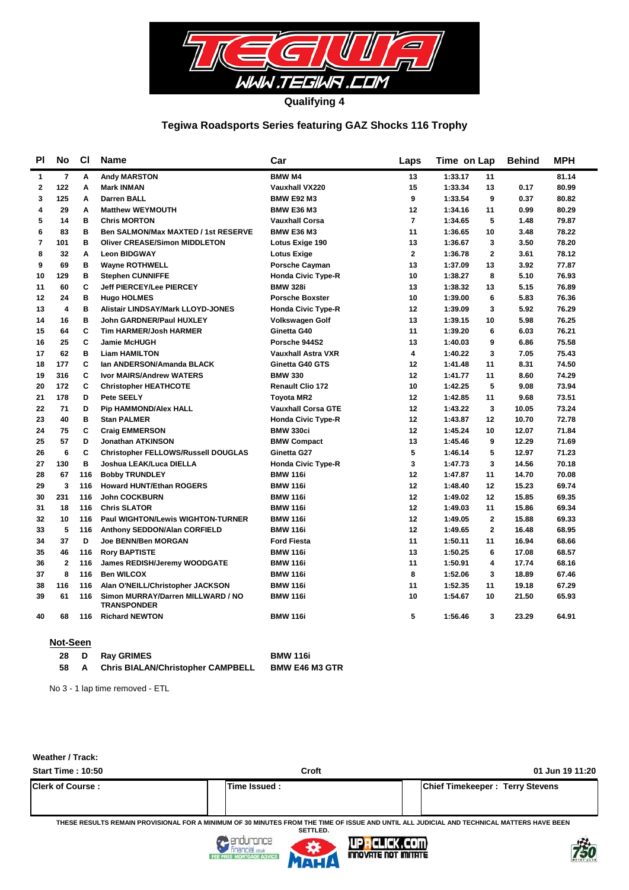## Qualifying 4

## Tegiwa Roadsports Series featuring GAZ Shocks 116 Trophy

| Pl | No | Cl | Name | Car | Laps | Time | on Lap | Behind | MPH |
|---|---|---|---|---|---|---|---|---|---|
| 1 | 7 | A | Andy MARSTON | BMW M4 | 13 | 1:33.17 | 11 | | 81.14 |
| 2 | 122 | A | Mark INMAN | Vauxhall VX220 | 15 | 1:33.34 | 13 | 0.17 | 80.99 |
| 3 | 125 | A | Darren BALL | BMW E92 M3 | 9 | 1:33.54 | 9 | 0.37 | 80.82 |
| 4 | 29 | A | Matthew WEYMOUTH | BMW E36 M3 | 12 | 1:34.16 | 11 | 0.99 | 80.29 |
| 5 | 14 | B | Chris MORTON | Vauxhall Corsa | 7 | 1:34.65 | 5 | 1.48 | 79.87 |
| 6 | 83 | B | Ben SALMON/Max MAXTED / 1st RESERVE | BMW E36 M3 | 11 | 1:36.65 | 10 | 3.48 | 78.22 |
| 7 | 101 | B | Oliver CREASE/Simon MIDDLETON | Lotus Exige 190 | 13 | 1:36.67 | 3 | 3.50 | 78.20 |
| 8 | 32 | A | Leon BIDGWAY | Lotus Exige | 2 | 1:36.78 | 2 | 3.61 | 78.12 |
| 9 | 69 | B | Wayne ROTHWELL | Porsche Cayman | 13 | 1:37.09 | 13 | 3.92 | 77.87 |
| 10 | 129 | B | Stephen CUNNIFFE | Honda Civic Type-R | 10 | 1:38.27 | 8 | 5.10 | 76.93 |
| 11 | 60 | C | Jeff PIERCEY/Lee PIERCEY | BMW 328i | 13 | 1:38.32 | 13 | 5.15 | 76.89 |
| 12 | 24 | B | Hugo HOLMES | Porsche Boxster | 10 | 1:39.00 | 6 | 5.83 | 76.36 |
| 13 | 4 | B | Alistair LINDSAY/Mark LLOYD-JONES | Honda Civic Type-R | 12 | 1:39.09 | 3 | 5.92 | 76.29 |
| 14 | 16 | B | John GARDNER/Paul HUXLEY | Volkswagen Golf | 13 | 1:39.15 | 10 | 5.98 | 76.25 |
| 15 | 64 | C | Tim HARMER/Josh HARMER | Ginetta G40 | 11 | 1:39.20 | 6 | 6.03 | 76.21 |
| 16 | 25 | C | Jamie McHUGH | Porsche 944S2 | 13 | 1:40.03 | 9 | 6.86 | 75.58 |
| 17 | 62 | B | Liam HAMILTON | Vauxhall Astra VXR | 4 | 1:40.22 | 3 | 7.05 | 75.43 |
| 18 | 177 | C | Ian ANDERSON/Amanda BLACK | Ginetta G40 GTS | 12 | 1:41.48 | 11 | 8.31 | 74.50 |
| 19 | 316 | C | Ivor MAIRS/Andrew WATERS | BMW 330 | 12 | 1:41.77 | 11 | 8.60 | 74.29 |
| 20 | 172 | C | Christopher HEATHCOTE | Renault Clio 172 | 10 | 1:42.25 | 5 | 9.08 | 73.94 |
| 21 | 178 | D | Pete SEELY | Toyota MR2 | 12 | 1:42.85 | 11 | 9.68 | 73.51 |
| 22 | 71 | D | Pip HAMMOND/Alex HALL | Vauxhall Corsa GTE | 12 | 1:43.22 | 3 | 10.05 | 73.24 |
| 23 | 40 | B | Stan PALMER | Honda Civic Type-R | 12 | 1:43.87 | 12 | 10.70 | 72.78 |
| 24 | 75 | C | Craig EMMERSON | BMW 330ci | 12 | 1:45.24 | 10 | 12.07 | 71.84 |
| 25 | 57 | D | Jonathan ATKINSON | BMW Compact | 13 | 1:45.46 | 9 | 12.29 | 71.69 |
| 26 | 6 | C | Christopher FELLOWS/Russell DOUGLAS | Ginetta G27 | 5 | 1:46.14 | 5 | 12.97 | 71.23 |
| 27 | 130 | B | Joshua LEAK/Luca DIELLA | Honda Civic Type-R | 3 | 1:47.73 | 3 | 14.56 | 70.18 |
| 28 | 67 | 116 | Bobby TRUNDLEY | BMW 116i | 12 | 1:47.87 | 11 | 14.70 | 70.08 |
| 29 | 3 | 116 | Howard HUNT/Ethan ROGERS | BMW 116i | 12 | 1:48.40 | 12 | 15.23 | 69.74 |
| 30 | 231 | 116 | John COCKBURN | BMW 116i | 12 | 1:49.02 | 12 | 15.85 | 69.35 |
| 31 | 18 | 116 | Chris SLATOR | BMW 116i | 12 | 1:49.03 | 11 | 15.86 | 69.34 |
| 32 | 10 | 116 | Paul WIGHTON/Lewis WIGHTON-TURNER | BMW 116i | 12 | 1:49.05 | 2 | 15.88 | 69.33 |
| 33 | 5 | 116 | Anthony SEDDON/Alan CORFIELD | BMW 116i | 12 | 1:49.65 | 2 | 16.48 | 68.95 |
| 34 | 37 | D | Joe BENN/Ben MORGAN | Ford Fiesta | 11 | 1:50.11 | 11 | 16.94 | 68.66 |
| 35 | 46 | 116 | Rory BAPTISTE | BMW 116i | 13 | 1:50.25 | 6 | 17.08 | 68.57 |
| 36 | 2 | 116 | James REDISH/Jeremy WOODGATE | BMW 116i | 11 | 1:50.91 | 4 | 17.74 | 68.16 |
| 37 | 8 | 116 | Ben WILCOX | BMW 116i | 8 | 1:52.06 | 3 | 18.89 | 67.46 |
| 38 | 116 | 116 | Alan O'NEILL/Christopher JACKSON | BMW 116i | 11 | 1:52.35 | 11 | 19.18 | 67.29 |
| 39 | 61 | 116 | Simon MURRAY/Darren MILLWARD / NO TRANSPONDER | BMW 116i | 10 | 1:54.67 | 10 | 21.50 | 65.93 |
| 40 | 68 | 116 | Richard NEWTON | BMW 116i | 5 | 1:56.46 | 3 | 23.29 | 64.91 |

**Not-Seen**

| No | Cl | Name | Car |
|---|---|---|---|
| 28 | D | Ray GRIMES | BMW 116i |
| 58 | A | Chris BIALAN/Christopher CAMPBELL | BMW E46 M3 GTR |

No 3 - 1 lap time removed - ETL

**Weather / Track:**

**Start Time : 10:50** | **Croft** | **01 Jun 19 11:20**

| Clerk of Course : | Time Issued : | Chief Timekeeper : Terry Stevens |
|---|---|---|
| | | |

THESE RESULTS REMAIN PROVISIONAL FOR A MINIMUM OF 30 MINUTES FROM THE TIME OF ISSUE AND UNTIL ALL JUDICIAL AND TECHNICAL MATTERS HAVE BEEN SETTLED.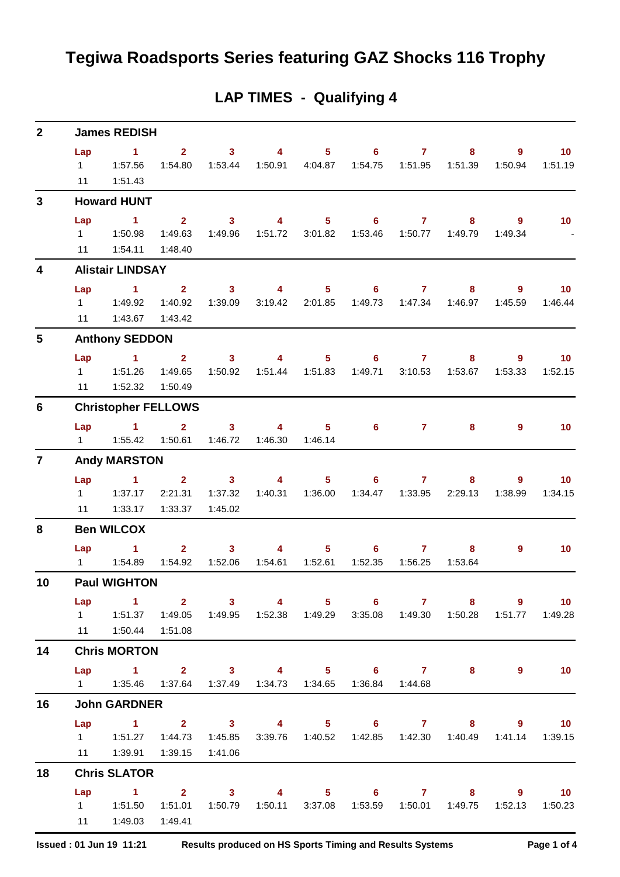# Tegiwa Roadsports Series featuring GAZ Shocks 116 Trophy

## LAP TIMES - Qualifying 4

**2 James REDISH**

| Lap | 1 | 2 | 3 | 4 | 5 | 6 | 7 | 8 | 9 | 10 |
|---|---|---|---|---|---|---|---|---|---|---|
| 1 | 1:57.56 | 1:54.80 | 1:53.44 | 1:50.91 | 4:04.87 | 1:54.75 | 1:51.95 | 1:51.39 | 1:50.94 | 1:51.19 |
| 11 | 1:51.43 | | | | | | | | | |

**3 Howard HUNT**

| Lap | 1 | 2 | 3 | 4 | 5 | 6 | 7 | 8 | 9 | 10 |
|---|---|---|---|---|---|---|---|---|---|---|
| 1 | 1:50.98 | 1:49.63 | 1:49.96 | 1:51.72 | 3:01.82 | 1:53.46 | 1:50.77 | 1:49.79 | 1:49.34 | - |
| 11 | 1:54.11 | 1:48.40 | | | | | | | | |

**4 Alistair LINDSAY**

| Lap | 1 | 2 | 3 | 4 | 5 | 6 | 7 | 8 | 9 | 10 |
|---|---|---|---|---|---|---|---|---|---|---|
| 1 | 1:49.92 | 1:40.92 | 1:39.09 | 3:19.42 | 2:01.85 | 1:49.73 | 1:47.34 | 1:46.97 | 1:45.59 | 1:46.44 |
| 11 | 1:43.67 | 1:43.42 | | | | | | | | |

**5 Anthony SEDDON**

| Lap | 1 | 2 | 3 | 4 | 5 | 6 | 7 | 8 | 9 | 10 |
|---|---|---|---|---|---|---|---|---|---|---|
| 1 | 1:51.26 | 1:49.65 | 1:50.92 | 1:51.44 | 1:51.83 | 1:49.71 | 3:10.53 | 1:53.67 | 1:53.33 | 1:52.15 |
| 11 | 1:52.32 | 1:50.49 | | | | | | | | |

**6 Christopher FELLOWS**

| Lap | 1 | 2 | 3 | 4 | 5 | 6 | 7 | 8 | 9 | 10 |
|---|---|---|---|---|---|---|---|---|---|---|
| 1 | 1:55.42 | 1:50.61 | 1:46.72 | 1:46.30 | 1:46.14 | | | | | |

**7 Andy MARSTON**

| Lap | 1 | 2 | 3 | 4 | 5 | 6 | 7 | 8 | 9 | 10 |
|---|---|---|---|---|---|---|---|---|---|---|
| 1 | 1:37.17 | 2:21.31 | 1:37.32 | 1:40.31 | 1:36.00 | 1:34.47 | 1:33.95 | 2:29.13 | 1:38.99 | 1:34.15 |
| 11 | 1:33.17 | 1:33.37 | 1:45.02 | | | | | | | |

**8 Ben WILCOX**

| Lap | 1 | 2 | 3 | 4 | 5 | 6 | 7 | 8 | 9 | 10 |
|---|---|---|---|---|---|---|---|---|---|---|
| 1 | 1:54.89 | 1:54.92 | 1:52.06 | 1:54.61 | 1:52.61 | 1:52.35 | 1:56.25 | 1:53.64 | | |

**10 Paul WIGHTON**

| Lap | 1 | 2 | 3 | 4 | 5 | 6 | 7 | 8 | 9 | 10 |
|---|---|---|---|---|---|---|---|---|---|---|
| 1 | 1:51.37 | 1:49.05 | 1:49.95 | 1:52.38 | 1:49.29 | 3:35.08 | 1:49.30 | 1:50.28 | 1:51.77 | 1:49.28 |
| 11 | 1:50.44 | 1:51.08 | | | | | | | | |

**14 Chris MORTON**

| Lap | 1 | 2 | 3 | 4 | 5 | 6 | 7 | 8 | 9 | 10 |
|---|---|---|---|---|---|---|---|---|---|---|
| 1 | 1:35.46 | 1:37.64 | 1:37.49 | 1:34.73 | 1:34.65 | 1:36.84 | 1:44.68 | | | |

**16 John GARDNER**

| Lap | 1 | 2 | 3 | 4 | 5 | 6 | 7 | 8 | 9 | 10 |
|---|---|---|---|---|---|---|---|---|---|---|
| 1 | 1:51.27 | 1:44.73 | 1:45.85 | 3:39.76 | 1:40.52 | 1:42.85 | 1:42.30 | 1:40.49 | 1:41.14 | 1:39.15 |
| 11 | 1:39.91 | 1:39.15 | 1:41.06 | | | | | | | |

**18 Chris SLATOR**

| Lap | 1 | 2 | 3 | 4 | 5 | 6 | 7 | 8 | 9 | 10 |
|---|---|---|---|---|---|---|---|---|---|---|
| 1 | 1:51.50 | 1:51.01 | 1:50.79 | 1:50.11 | 3:37.08 | 1:53.59 | 1:50.01 | 1:49.75 | 1:52.13 | 1:50.23 |
| 11 | 1:49.03 | 1:49.41 | | | | | | | | |

Issued : 01 Jun 19 11:21 Results produced on HS Sports Timing and Results Systems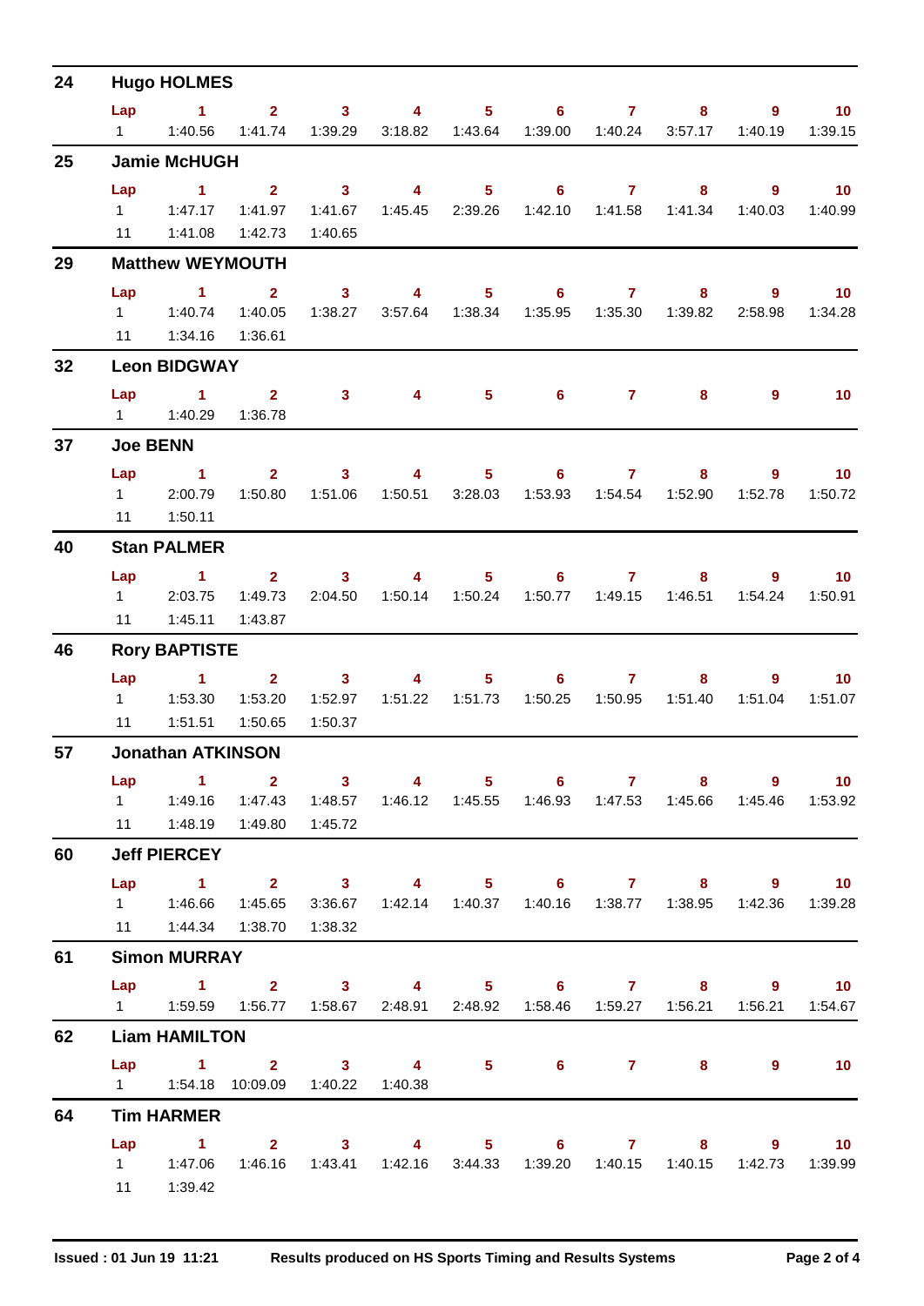## 24 Hugo HOLMES

| Lap | 1 | 2 | 3 | 4 | 5 | 6 | 7 | 8 | 9 | 10 |
|---|---|---|---|---|---|---|---|---|---|---|
| 1 | 1:40.56 | 1:41.74 | 1:39.29 | 3:18.82 | 1:43.64 | 1:39.00 | 1:40.24 | 3:57.17 | 1:40.19 | 1:39.15 |

## 25 Jamie McHUGH

| Lap | 1 | 2 | 3 | 4 | 5 | 6 | 7 | 8 | 9 | 10 |
|---|---|---|---|---|---|---|---|---|---|---|
| 1 | 1:47.17 | 1:41.97 | 1:41.67 | 1:45.45 | 2:39.26 | 1:42.10 | 1:41.58 | 1:41.34 | 1:40.03 | 1:40.99 |
| 11 | 1:41.08 | 1:42.73 | 1:40.65 | | | | | | | |

## 29 Matthew WEYMOUTH

| Lap | 1 | 2 | 3 | 4 | 5 | 6 | 7 | 8 | 9 | 10 |
|---|---|---|---|---|---|---|---|---|---|---|
| 1 | 1:40.74 | 1:40.05 | 1:38.27 | 3:57.64 | 1:38.34 | 1:35.95 | 1:35.30 | 1:39.82 | 2:58.98 | 1:34.28 |
| 11 | 1:34.16 | 1:36.61 | | | | | | | | |

## 32 Leon BIDGWAY

| Lap | 1 | 2 | 3 | 4 | 5 | 6 | 7 | 8 | 9 | 10 |
|---|---|---|---|---|---|---|---|---|---|---|
| 1 | 1:40.29 | 1:36.78 | | | | | | | | |

## 37 Joe BENN

| Lap | 1 | 2 | 3 | 4 | 5 | 6 | 7 | 8 | 9 | 10 |
|---|---|---|---|---|---|---|---|---|---|---|
| 1 | 2:00.79 | 1:50.80 | 1:51.06 | 1:50.51 | 3:28.03 | 1:53.93 | 1:54.54 | 1:52.90 | 1:52.78 | 1:50.72 |
| 11 | 1:50.11 | | | | | | | | | |

## 40 Stan PALMER

| Lap | 1 | 2 | 3 | 4 | 5 | 6 | 7 | 8 | 9 | 10 |
|---|---|---|---|---|---|---|---|---|---|---|
| 1 | 2:03.75 | 1:49.73 | 2:04.50 | 1:50.14 | 1:50.24 | 1:50.77 | 1:49.15 | 1:46.51 | 1:54.24 | 1:50.91 |
| 11 | 1:45.11 | 1:43.87 | | | | | | | | |

## 46 Rory BAPTISTE

| Lap | 1 | 2 | 3 | 4 | 5 | 6 | 7 | 8 | 9 | 10 |
|---|---|---|---|---|---|---|---|---|---|---|
| 1 | 1:53.30 | 1:53.20 | 1:52.97 | 1:51.22 | 1:51.73 | 1:50.25 | 1:50.95 | 1:51.40 | 1:51.04 | 1:51.07 |
| 11 | 1:51.51 | 1:50.65 | 1:50.37 | | | | | | | |

## 57 Jonathan ATKINSON

| Lap | 1 | 2 | 3 | 4 | 5 | 6 | 7 | 8 | 9 | 10 |
|---|---|---|---|---|---|---|---|---|---|---|
| 1 | 1:49.16 | 1:47.43 | 1:48.57 | 1:46.12 | 1:45.55 | 1:46.93 | 1:47.53 | 1:45.66 | 1:45.46 | 1:53.92 |
| 11 | 1:48.19 | 1:49.80 | 1:45.72 | | | | | | | |

## 60 Jeff PIERCEY

| Lap | 1 | 2 | 3 | 4 | 5 | 6 | 7 | 8 | 9 | 10 |
|---|---|---|---|---|---|---|---|---|---|---|
| 1 | 1:46.66 | 1:45.65 | 3:36.67 | 1:42.14 | 1:40.37 | 1:40.16 | 1:38.77 | 1:38.95 | 1:42.36 | 1:39.28 |
| 11 | 1:44.34 | 1:38.70 | 1:38.32 | | | | | | | |

## 61 Simon MURRAY

| Lap | 1 | 2 | 3 | 4 | 5 | 6 | 7 | 8 | 9 | 10 |
|---|---|---|---|---|---|---|---|---|---|---|
| 1 | 1:59.59 | 1:56.77 | 1:58.67 | 2:48.91 | 2:48.92 | 1:58.46 | 1:59.27 | 1:56.21 | 1:56.21 | 1:54.67 |

## 62 Liam HAMILTON

| Lap | 1 | 2 | 3 | 4 | 5 | 6 | 7 | 8 | 9 | 10 |
|---|---|---|---|---|---|---|---|---|---|---|
| 1 | 1:54.18 | 10:09.09 | 1:40.22 | 1:40.38 | | | | | | |

## 64 Tim HARMER

| Lap | 1 | 2 | 3 | 4 | 5 | 6 | 7 | 8 | 9 | 10 |
|---|---|---|---|---|---|---|---|---|---|---|
| 1 | 1:47.06 | 1:46.16 | 1:43.41 | 1:42.16 | 3:44.33 | 1:39.20 | 1:40.15 | 1:40.15 | 1:42.73 | 1:39.99 |
| 11 | 1:39.42 | | | | | | | | | |

Issued : 01 Jun 19 11:21 Results produced on HS Sports Timing and Results Systems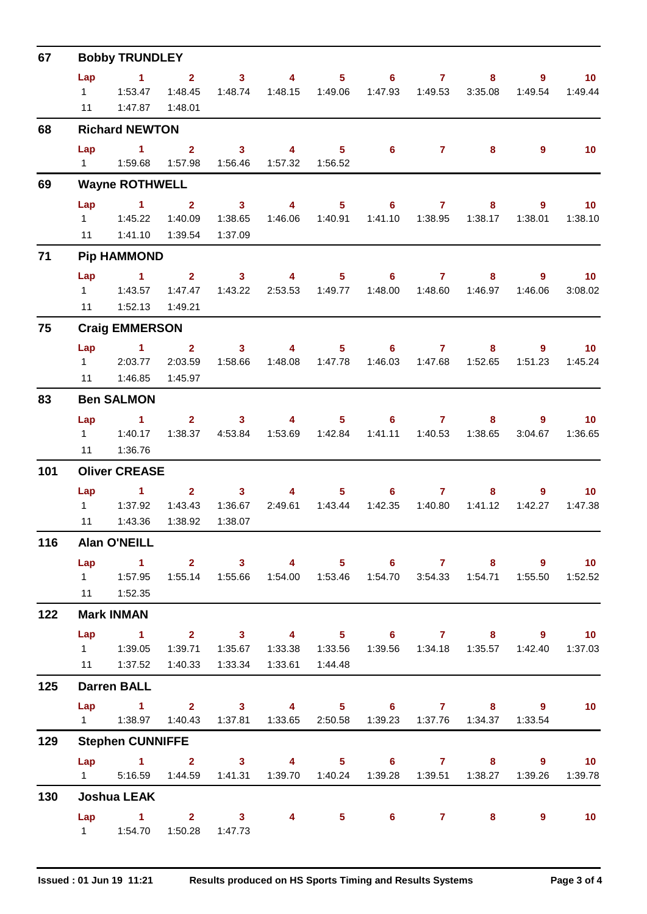## 67 Bobby TRUNDLEY

| Lap | 1 | 2 | 3 | 4 | 5 | 6 | 7 | 8 | 9 | 10 |
|---|---|---|---|---|---|---|---|---|---|---|
| 1 | 1:53.47 | 1:48.45 | 1:48.74 | 1:48.15 | 1:49.06 | 1:47.93 | 1:49.53 | 3:35.08 | 1:49.54 | 1:49.44 |
| 11 | 1:47.87 | 1:48.01 | | | | | | | | |

## 68 Richard NEWTON

| Lap | 1 | 2 | 3 | 4 | 5 | 6 | 7 | 8 | 9 | 10 |
|---|---|---|---|---|---|---|---|---|---|---|
| 1 | 1:59.68 | 1:57.98 | 1:56.46 | 1:57.32 | 1:56.52 | | | | | |

## 69 Wayne ROTHWELL

| Lap | 1 | 2 | 3 | 4 | 5 | 6 | 7 | 8 | 9 | 10 |
|---|---|---|---|---|---|---|---|---|---|---|
| 1 | 1:45.22 | 1:40.09 | 1:38.65 | 1:46.06 | 1:40.91 | 1:41.10 | 1:38.95 | 1:38.17 | 1:38.01 | 1:38.10 |
| 11 | 1:41.10 | 1:39.54 | 1:37.09 | | | | | | | |

## 71 Pip HAMMOND

| Lap | 1 | 2 | 3 | 4 | 5 | 6 | 7 | 8 | 9 | 10 |
|---|---|---|---|---|---|---|---|---|---|---|
| 1 | 1:43.57 | 1:47.47 | 1:43.22 | 2:53.53 | 1:49.77 | 1:48.00 | 1:48.60 | 1:46.97 | 1:46.06 | 3:08.02 |
| 11 | 1:52.13 | 1:49.21 | | | | | | | | |

## 75 Craig EMMERSON

| Lap | 1 | 2 | 3 | 4 | 5 | 6 | 7 | 8 | 9 | 10 |
|---|---|---|---|---|---|---|---|---|---|---|
| 1 | 2:03.77 | 2:03.59 | 1:58.66 | 1:48.08 | 1:47.78 | 1:46.03 | 1:47.68 | 1:52.65 | 1:51.23 | 1:45.24 |
| 11 | 1:46.85 | 1:45.97 | | | | | | | | |

## 83 Ben SALMON

| Lap | 1 | 2 | 3 | 4 | 5 | 6 | 7 | 8 | 9 | 10 |
|---|---|---|---|---|---|---|---|---|---|---|
| 1 | 1:40.17 | 1:38.37 | 4:53.84 | 1:53.69 | 1:42.84 | 1:41.11 | 1:40.53 | 1:38.65 | 3:04.67 | 1:36.65 |
| 11 | 1:36.76 | | | | | | | | | |

## 101 Oliver CREASE

| Lap | 1 | 2 | 3 | 4 | 5 | 6 | 7 | 8 | 9 | 10 |
|---|---|---|---|---|---|---|---|---|---|---|
| 1 | 1:37.92 | 1:43.43 | 1:36.67 | 2:49.61 | 1:43.44 | 1:42.35 | 1:40.80 | 1:41.12 | 1:42.27 | 1:47.38 |
| 11 | 1:43.36 | 1:38.92 | 1:38.07 | | | | | | | |

## 116 Alan O'NEILL

| Lap | 1 | 2 | 3 | 4 | 5 | 6 | 7 | 8 | 9 | 10 |
|---|---|---|---|---|---|---|---|---|---|---|
| 1 | 1:57.95 | 1:55.14 | 1:55.66 | 1:54.00 | 1:53.46 | 1:54.70 | 3:54.33 | 1:54.71 | 1:55.50 | 1:52.52 |
| 11 | 1:52.35 | | | | | | | | | |

## 122 Mark INMAN

| Lap | 1 | 2 | 3 | 4 | 5 | 6 | 7 | 8 | 9 | 10 |
|---|---|---|---|---|---|---|---|---|---|---|
| 1 | 1:39.05 | 1:39.71 | 1:35.67 | 1:33.38 | 1:33.56 | 1:39.56 | 1:34.18 | 1:35.57 | 1:42.40 | 1:37.03 |
| 11 | 1:37.52 | 1:40.33 | 1:33.34 | 1:33.61 | 1:44.48 | | | | | |

## 125 Darren BALL

| Lap | 1 | 2 | 3 | 4 | 5 | 6 | 7 | 8 | 9 | 10 |
|---|---|---|---|---|---|---|---|---|---|---|
| 1 | 1:38.97 | 1:40.43 | 1:37.81 | 1:33.65 | 2:50.58 | 1:39.23 | 1:37.76 | 1:34.37 | 1:33.54 | |

## 129 Stephen CUNNIFFE

| Lap | 1 | 2 | 3 | 4 | 5 | 6 | 7 | 8 | 9 | 10 |
|---|---|---|---|---|---|---|---|---|---|---|
| 1 | 5:16.59 | 1:44.59 | 1:41.31 | 1:39.70 | 1:40.24 | 1:39.28 | 1:39.51 | 1:38.27 | 1:39.26 | 1:39.78 |

## 130 Joshua LEAK

| Lap | 1 | 2 | 3 | 4 | 5 | 6 | 7 | 8 | 9 | 10 |
|---|---|---|---|---|---|---|---|---|---|---|
| 1 | 1:54.70 | 1:50.28 | 1:47.73 | | | | | | | |

Issued : 01 Jun 19 11:21 Results produced on HS Sports Timing and Results Systems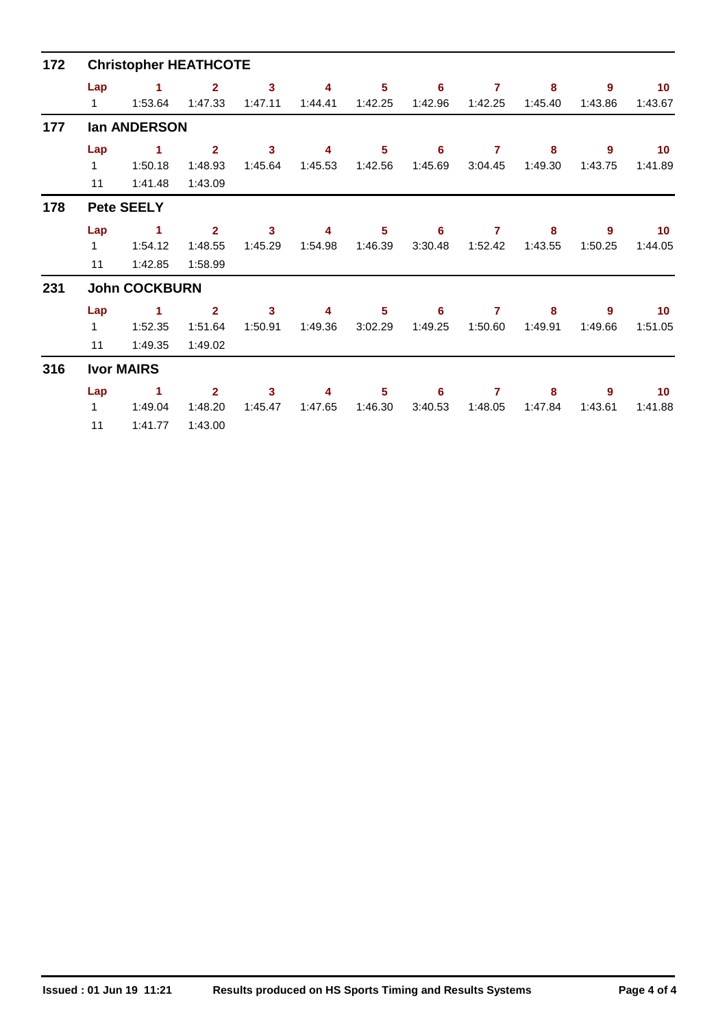## 172 Christopher HEATHCOTE

| Lap | 1 | 2 | 3 | 4 | 5 | 6 | 7 | 8 | 9 | 10 |
|---|---|---|---|---|---|---|---|---|---|---|
| 1 | 1:53.64 | 1:47.33 | 1:47.11 | 1:44.41 | 1:42.25 | 1:42.96 | 1:42.25 | 1:45.40 | 1:43.86 | 1:43.67 |

## 177 Ian ANDERSON

| Lap | 1 | 2 | 3 | 4 | 5 | 6 | 7 | 8 | 9 | 10 |
|---|---|---|---|---|---|---|---|---|---|---|
| 1 | 1:50.18 | 1:48.93 | 1:45.64 | 1:45.53 | 1:42.56 | 1:45.69 | 3:04.45 | 1:49.30 | 1:43.75 | 1:41.89 |
| 11 | 1:41.48 | 1:43.09 | | | | | | | | |

## 178 Pete SEELY

| Lap | 1 | 2 | 3 | 4 | 5 | 6 | 7 | 8 | 9 | 10 |
|---|---|---|---|---|---|---|---|---|---|---|
| 1 | 1:54.12 | 1:48.55 | 1:45.29 | 1:54.98 | 1:46.39 | 3:30.48 | 1:52.42 | 1:43.55 | 1:50.25 | 1:44.05 |
| 11 | 1:42.85 | 1:58.99 | | | | | | | | |

## 231 John COCKBURN

| Lap | 1 | 2 | 3 | 4 | 5 | 6 | 7 | 8 | 9 | 10 |
|---|---|---|---|---|---|---|---|---|---|---|
| 1 | 1:52.35 | 1:51.64 | 1:50.91 | 1:49.36 | 3:02.29 | 1:49.25 | 1:50.60 | 1:49.91 | 1:49.66 | 1:51.05 |
| 11 | 1:49.35 | 1:49.02 | | | | | | | | |

## 316 Ivor MAIRS

| Lap | 1 | 2 | 3 | 4 | 5 | 6 | 7 | 8 | 9 | 10 |
|---|---|---|---|---|---|---|---|---|---|---|
| 1 | 1:49.04 | 1:48.20 | 1:45.47 | 1:47.65 | 1:46.30 | 3:40.53 | 1:48.05 | 1:47.84 | 1:43.61 | 1:41.88 |
| 11 | 1:41.77 | 1:43.00 | | | | | | | | |

Issued : 01 Jun 19 11:21 Results produced on HS Sports Timing and Results Systems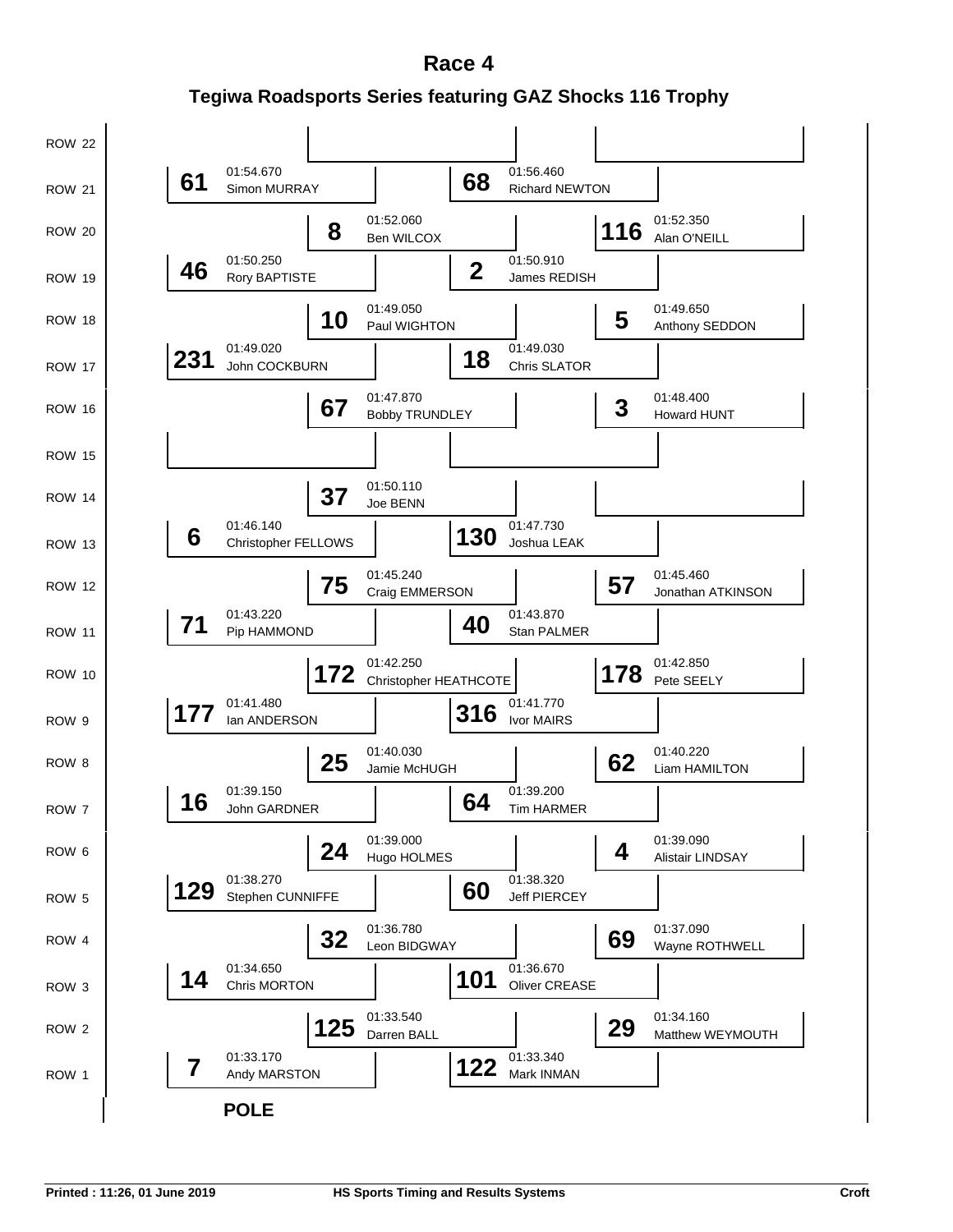# Race 4

## Tegiwa Roadsports Series featuring GAZ Shocks 116 Trophy

| Row | Left | Centre | Right |
|---|---|---|---|
| ROW 22 | | | |
| ROW 21 | **61** Simon MURRAY 01:54.670 | **68** Richard NEWTON 01:56.460 | |
| ROW 20 | | **8** Ben WILCOX 01:52.060 | **116** Alan O'NEILL 01:52.350 |
| ROW 19 | **46** Rory BAPTISTE 01:50.250 | **2** James REDISH 01:50.910 | |
| ROW 18 | | **10** Paul WIGHTON 01:49.050 | **5** Anthony SEDDON 01:49.650 |
| ROW 17 | **231** John COCKBURN 01:49.020 | **18** Chris SLATOR 01:49.030 | |
| ROW 16 | | **67** Bobby TRUNDLEY 01:47.870 | **3** Howard HUNT 01:48.400 |
| ROW 15 | | | |
| ROW 14 | | **37** Joe BENN 01:50.110 | |
| ROW 13 | **6** Christopher FELLOWS 01:46.140 | **130** Joshua LEAK 01:47.730 | |
| ROW 12 | | **75** Craig EMMERSON 01:45.240 | **57** Jonathan ATKINSON 01:45.460 |
| ROW 11 | **71** Pip HAMMOND 01:43.220 | **40** Stan PALMER 01:43.870 | |
| ROW 10 | | **172** Christopher HEATHCOTE 01:42.250 | **178** Pete SEELY 01:42.850 |
| ROW 9 | **177** Ian ANDERSON 01:41.480 | **316** Ivor MAIRS 01:41.770 | |
| ROW 8 | | **25** Jamie McHUGH 01:40.030 | **62** Liam HAMILTON 01:40.220 |
| ROW 7 | **16** John GARDNER 01:39.150 | **64** Tim HARMER 01:39.200 | |
| ROW 6 | | **24** Hugo HOLMES 01:39.000 | **4** Alistair LINDSAY 01:39.090 |
| ROW 5 | **129** Stephen CUNNIFFE 01:38.270 | **60** Jeff PIERCEY 01:38.320 | |
| ROW 4 | | **32** Leon BIDGWAY 01:36.780 | **69** Wayne ROTHWELL 01:37.090 |
| ROW 3 | **14** Chris MORTON 01:34.650 | **101** Oliver CREASE 01:36.670 | |
| ROW 2 | | **125** Darren BALL 01:33.540 | **29** Matthew WEYMOUTH 01:34.160 |
| ROW 1 | **7** Andy MARSTON 01:33.170 | **122** Mark INMAN 01:33.340 | |

**POLE**

**Printed : 11:26, 01 June 2019** | **HS Sports Timing and Results Systems** | **Croft**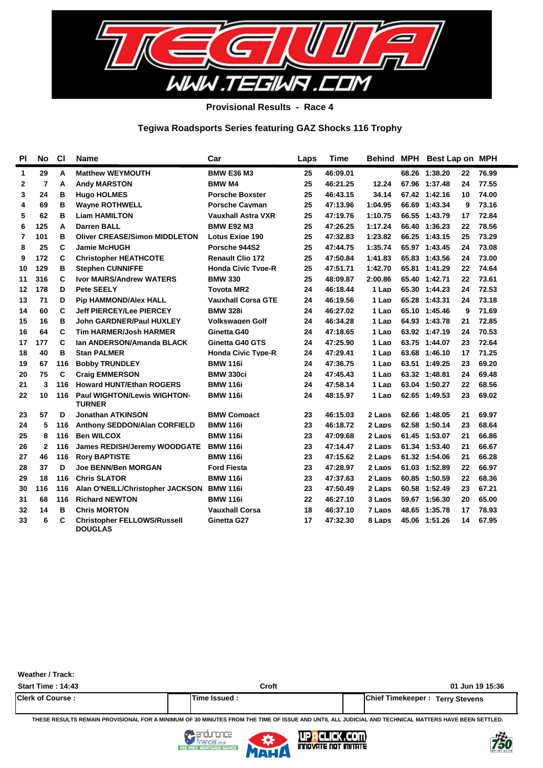TEGIWA

WWW.TEGIWA.COM

**Provisional Results - Race 4**

**Tegiwa Roadsports Series featuring GAZ Shocks 116 Trophy**

| Pl | No | Cl | Name | Car | Laps | Time | Behind | MPH | Best Lap | on | MPH |
|---|---|---|---|---|---|---|---|---|---|---|---|
| 1 | 29 | A | Matthew WEYMOUTH | BMW E36 M3 | 25 | 46:09.01 | | 68.26 | 1:38.20 | 22 | 76.99 |
| 2 | 7 | A | Andy MARSTON | BMW M4 | 25 | 46:21.25 | 12.24 | 67.96 | 1:37.48 | 24 | 77.55 |
| 3 | 24 | B | Hugo HOLMES | Porsche Boxster | 25 | 46:43.15 | 34.14 | 67.42 | 1:42.16 | 10 | 74.00 |
| 4 | 69 | B | Wayne ROTHWELL | Porsche Cayman | 25 | 47:13.96 | 1:04.95 | 66.69 | 1:43.34 | 9 | 73.16 |
| 5 | 62 | B | Liam HAMILTON | Vauxhall Astra VXR | 25 | 47:19.76 | 1:10.75 | 66.55 | 1:43.79 | 17 | 72.84 |
| 6 | 125 | A | Darren BALL | BMW E92 M3 | 25 | 47:26.25 | 1:17.24 | 66.40 | 1:36.23 | 22 | 78.56 |
| 7 | 101 | B | Oliver CREASE/Simon MIDDLETON | Lotus Exige 190 | 25 | 47:32.83 | 1:23.82 | 66.25 | 1:43.15 | 25 | 73.29 |
| 8 | 25 | C | Jamie McHUGH | Porsche 944S2 | 25 | 47:44.75 | 1:35.74 | 65.97 | 1:43.45 | 24 | 73.08 |
| 9 | 172 | C | Christopher HEATHCOTE | Renault Clio 172 | 25 | 47:50.84 | 1:41.83 | 65.83 | 1:43.56 | 24 | 73.00 |
| 10 | 129 | B | Stephen CUNNIFFE | Honda Civic Type-R | 25 | 47:51.71 | 1:42.70 | 65.81 | 1:41.29 | 22 | 74.64 |
| 11 | 316 | C | Ivor MAIRS/Andrew WATERS | BMW 330 | 25 | 48:09.87 | 2:00.86 | 65.40 | 1:42.71 | 22 | 73.61 |
| 12 | 178 | D | Pete SEELY | Toyota MR2 | 24 | 46:18.44 | 1 Lap | 65.30 | 1:44.23 | 24 | 72.53 |
| 13 | 71 | D | Pip HAMMOND/Alex HALL | Vauxhall Corsa GTE | 24 | 46:19.56 | 1 Lap | 65.28 | 1:43.31 | 24 | 73.18 |
| 14 | 60 | C | Jeff PIERCEY/Lee PIERCEY | BMW 328i | 24 | 46:27.02 | 1 Lap | 65.10 | 1:45.46 | 9 | 71.69 |
| 15 | 16 | B | John GARDNER/Paul HUXLEY | Volkswagen Golf | 24 | 46:34.28 | 1 Lap | 64.93 | 1:43.78 | 21 | 72.85 |
| 16 | 64 | C | Tim HARMER/Josh HARMER | Ginetta G40 | 24 | 47:18.65 | 1 Lap | 63.92 | 1:47.19 | 24 | 70.53 |
| 17 | 177 | C | Ian ANDERSON/Amanda BLACK | Ginetta G40 GTS | 24 | 47:25.90 | 1 Lap | 63.75 | 1:44.07 | 23 | 72.64 |
| 18 | 40 | B | Stan PALMER | Honda Civic Type-R | 24 | 47:29.41 | 1 Lap | 63.68 | 1:46.10 | 17 | 71.25 |
| 19 | 67 | 116 | Bobby TRUNDLEY | BMW 116i | 24 | 47:36.75 | 1 Lap | 63.51 | 1:49.25 | 23 | 69.20 |
| 20 | 75 | C | Craig EMMERSON | BMW 330ci | 24 | 47:45.43 | 1 Lap | 63.32 | 1:48.81 | 24 | 69.48 |
| 21 | 3 | 116 | Howard HUNT/Ethan ROGERS | BMW 116i | 24 | 47:58.14 | 1 Lap | 63.04 | 1:50.27 | 22 | 68.56 |
| 22 | 10 | 116 | Paul WIGHTON/Lewis WIGHTON-TURNER | BMW 116i | 24 | 48:15.97 | 1 Lap | 62.65 | 1:49.53 | 23 | 69.02 |
| 23 | 57 | D | Jonathan ATKINSON | BMW Compact | 23 | 46:15.03 | 2 Laps | 62.66 | 1:48.05 | 21 | 69.97 |
| 24 | 5 | 116 | Anthony SEDDON/Alan CORFIELD | BMW 116i | 23 | 46:18.72 | 2 Laps | 62.58 | 1:50.14 | 23 | 68.64 |
| 25 | 8 | 116 | Ben WILCOX | BMW 116i | 23 | 47:09.68 | 2 Laps | 61.45 | 1:53.07 | 21 | 66.86 |
| 26 | 2 | 116 | James REDISH/Jeremy WOODGATE | BMW 116i | 23 | 47:14.47 | 2 Laps | 61.34 | 1:53.40 | 21 | 66.67 |
| 27 | 46 | 116 | Rory BAPTISTE | BMW 116i | 23 | 47:15.62 | 2 Laps | 61.32 | 1:54.06 | 21 | 66.28 |
| 28 | 37 | D | Joe BENN/Ben MORGAN | Ford Fiesta | 23 | 47:28.97 | 2 Laps | 61.03 | 1:52.89 | 22 | 66.97 |
| 29 | 18 | 116 | Chris SLATOR | BMW 116i | 23 | 47:37.63 | 2 Laps | 60.85 | 1:50.59 | 22 | 68.36 |
| 30 | 116 | 116 | Alan O'NEILL/Christopher JACKSON | BMW 116i | 23 | 47:50.49 | 2 Laps | 60.58 | 1:52.49 | 23 | 67.21 |
| 31 | 68 | 116 | Richard NEWTON | BMW 116i | 22 | 46:27.10 | 3 Laps | 59.67 | 1:56.30 | 20 | 65.00 |
| 32 | 14 | B | Chris MORTON | Vauxhall Corsa | 18 | 46:37.10 | 7 Laps | 48.65 | 1:35.78 | 17 | 78.93 |
| 33 | 6 | C | Christopher FELLOWS/Russell DOUGLAS | Ginetta G27 | 17 | 47:32.30 | 8 Laps | 45.06 | 1:51.26 | 14 | 67.95 |

Weather / Track:

Start Time : 14:43 | Croft | 01 Jun 19 15:36

| Clerk of Course : | | Time Issued : | | Chief Timekeeper : Terry Stevens |
|---|---|---|---|---|

THESE RESULTS REMAIN PROVISIONAL FOR A MINIMUM OF 30 MINUTES FROM THE TIME OF ISSUE AND UNTIL ALL JUDICIAL AND TECHNICAL MATTERS HAVE BEEN SETTLED.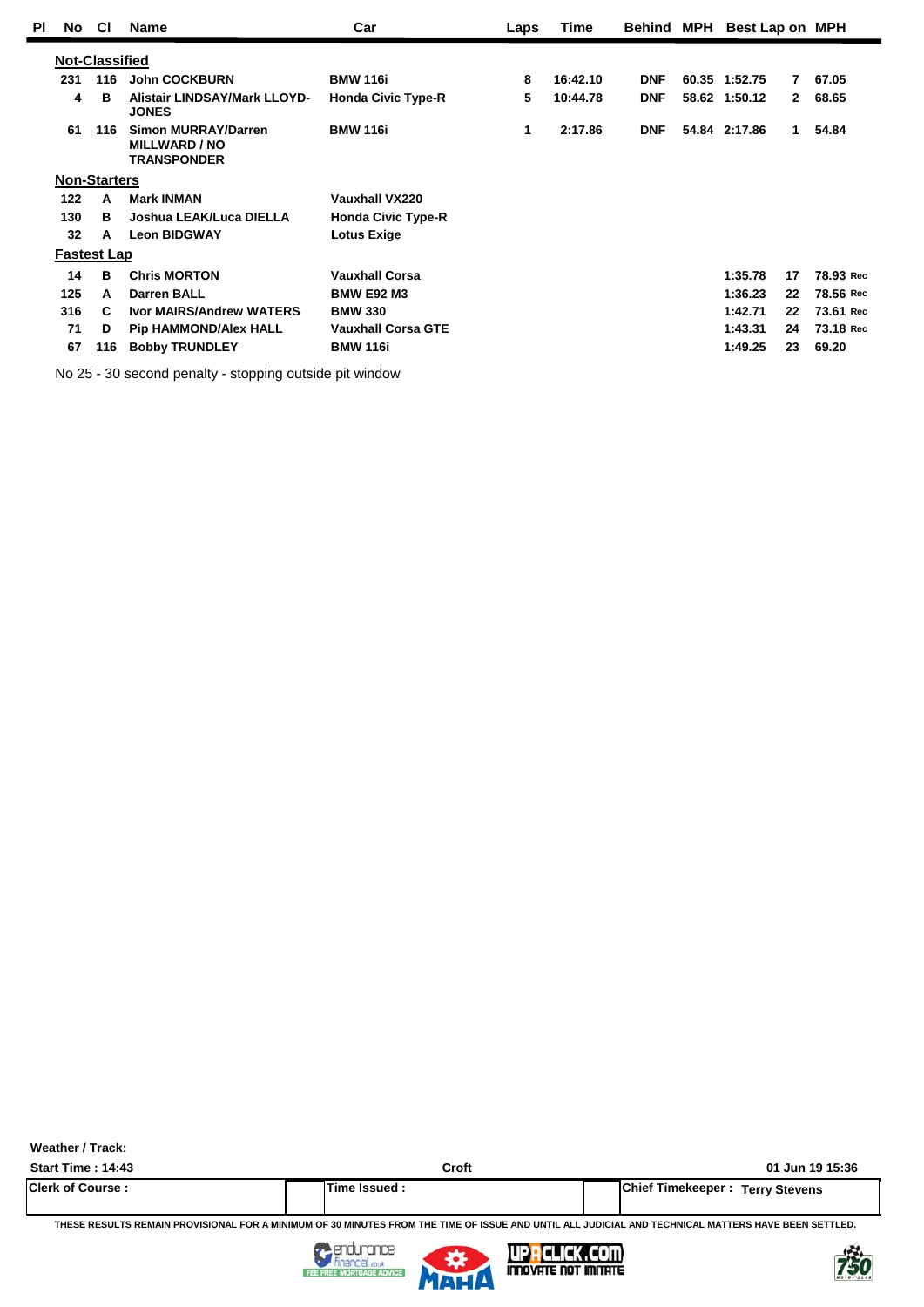| Pl | No | Cl | Name | Car | Laps | Time | Behind | MPH | Best Lap | on | MPH |
|---|---|---|---|---|---|---|---|---|---|---|---|
| **Not-Classified** | | | | | | | | | | | |
| | 231 | 116 | John COCKBURN | BMW 116i | 8 | 16:42.10 | DNF | 60.35 | 1:52.75 | 7 | 67.05 |
| | 4 | B | Alistair LINDSAY/Mark LLOYD-JONES | Honda Civic Type-R | 5 | 10:44.78 | DNF | 58.62 | 1:50.12 | 2 | 68.65 |
| | 61 | 116 | Simon MURRAY/Darren MILLWARD / NO TRANSPONDER | BMW 116i | 1 | 2:17.86 | DNF | 54.84 | 2:17.86 | 1 | 54.84 |
| **Non-Starters** | | | | | | | | | | | |
| | 122 | A | Mark INMAN | Vauxhall VX220 | | | | | | | |
| | 130 | B | Joshua LEAK/Luca DIELLA | Honda Civic Type-R | | | | | | | |
| | 32 | A | Leon BIDGWAY | Lotus Exige | | | | | | | |
| **Fastest Lap** | | | | | | | | | | | |
| | 14 | B | Chris MORTON | Vauxhall Corsa | | | | | 1:35.78 | 17 | 78.93 Rec |
| | 125 | A | Darren BALL | BMW E92 M3 | | | | | 1:36.23 | 22 | 78.56 Rec |
| | 316 | C | Ivor MAIRS/Andrew WATERS | BMW 330 | | | | | 1:42.71 | 22 | 73.61 Rec |
| | 71 | D | Pip HAMMOND/Alex HALL | Vauxhall Corsa GTE | | | | | 1:43.31 | 24 | 73.18 Rec |
| | 67 | 116 | Bobby TRUNDLEY | BMW 116i | | | | | 1:49.25 | 23 | 69.20 |

No 25 - 30 second penalty - stopping outside pit window

Weather / Track:

Start Time : 14:43 | Croft | 01 Jun 19 15:36

| Clerk of Course : | Time Issued : | Chief Timekeeper : Terry Stevens |
|---|---|---|

THESE RESULTS REMAIN PROVISIONAL FOR A MINIMUM OF 30 MINUTES FROM THE TIME OF ISSUE AND UNTIL ALL JUDICIAL AND TECHNICAL MATTERS HAVE BEEN SETTLED.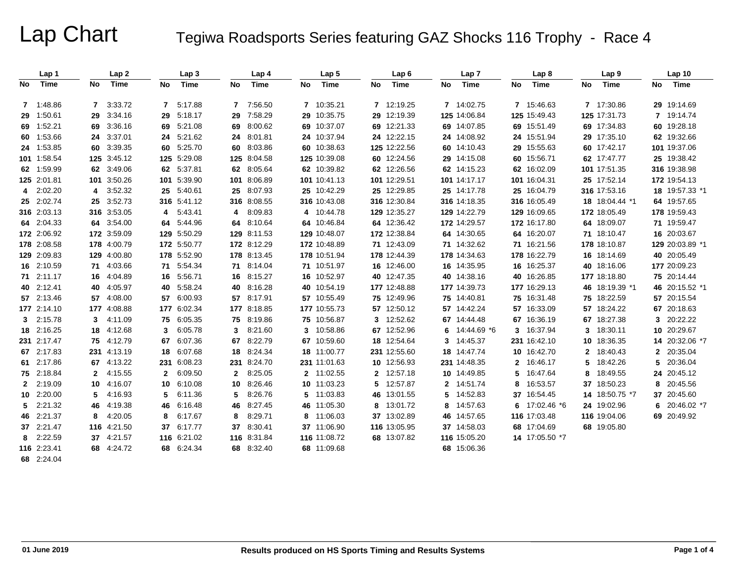# Lap Chart

## Tegiwa Roadsports Series featuring GAZ Shocks 116 Trophy - Race 4

| Lap 1 | | Lap 2 | | Lap 3 | | Lap 4 | | Lap 5 | | Lap 6 | | Lap 7 | | Lap 8 | | Lap 9 | | Lap 10 | |
|---|---|---|---|---|---|---|---|---|---|---|---|---|---|---|---|---|---|---|---|
| No | Time | No | Time | No | Time | No | Time | No | Time | No | Time | No | Time | No | Time | No | Time | No | Time |
| 7 | 1:48.86 | 7 | 3:33.72 | 7 | 5:17.88 | 7 | 7:56.50 | 7 | 10:35.21 | 7 | 12:19.25 | 7 | 14:02.75 | 7 | 15:46.63 | 7 | 17:30.86 | 29 | 19:14.69 |
| 29 | 1:50.61 | 29 | 3:34.16 | 29 | 5:18.17 | 29 | 7:58.29 | 29 | 10:35.75 | 29 | 12:19.39 | 125 | 14:06.84 | 125 | 15:49.43 | 125 | 17:31.73 | 7 | 19:14.74 |
| 69 | 1:52.21 | 69 | 3:36.16 | 69 | 5:21.08 | 69 | 8:00.62 | 69 | 10:37.07 | 69 | 12:21.33 | 69 | 14:07.85 | 69 | 15:51.49 | 69 | 17:34.83 | 60 | 19:28.18 |
| 60 | 1:53.66 | 24 | 3:37.01 | 24 | 5:21.62 | 24 | 8:01.81 | 24 | 10:37.94 | 24 | 12:22.15 | 24 | 14:08.92 | 24 | 15:51.94 | 29 | 17:35.10 | 62 | 19:32.66 |
| 24 | 1:53.85 | 60 | 3:39.35 | 60 | 5:25.70 | 60 | 8:03.86 | 60 | 10:38.63 | 125 | 12:22.56 | 60 | 14:10.43 | 29 | 15:55.63 | 60 | 17:42.17 | 101 | 19:37.06 |
| 101 | 1:58.54 | 125 | 3:45.12 | 125 | 5:29.08 | 125 | 8:04.58 | 125 | 10:39.08 | 60 | 12:24.56 | 29 | 14:15.08 | 60 | 15:56.71 | 62 | 17:47.77 | 25 | 19:38.42 |
| 62 | 1:59.99 | 62 | 3:49.06 | 62 | 5:37.81 | 62 | 8:05.64 | 62 | 10:39.82 | 62 | 12:26.56 | 62 | 14:15.23 | 62 | 16:02.09 | 101 | 17:51.35 | 316 | 19:38.98 |
| 125 | 2:01.81 | 101 | 3:50.26 | 101 | 5:39.90 | 101 | 8:06.89 | 101 | 10:41.13 | 101 | 12:29.51 | 101 | 14:17.17 | 101 | 16:04.31 | 25 | 17:52.14 | 172 | 19:54.13 |
| 4 | 2:02.20 | 4 | 3:52.32 | 25 | 5:40.61 | 25 | 8:07.93 | 25 | 10:42.29 | 25 | 12:29.85 | 25 | 14:17.78 | 25 | 16:04.79 | 316 | 17:53.16 | 18 | 19:57.33 *1 |
| 25 | 2:02.74 | 25 | 3:52.73 | 316 | 5:41.12 | 316 | 8:08.55 | 316 | 10:43.08 | 316 | 12:30.84 | 316 | 14:18.35 | 316 | 16:05.49 | 18 | 18:04.44 *1 | 64 | 19:57.65 |
| 316 | 2:03.13 | 316 | 3:53.05 | 4 | 5:43.41 | 4 | 8:09.83 | 4 | 10:44.78 | 129 | 12:35.27 | 129 | 14:22.79 | 129 | 16:09.65 | 172 | 18:05.49 | 178 | 19:59.43 |
| 64 | 2:04.33 | 64 | 3:54.00 | 64 | 5:44.96 | 64 | 8:10.64 | 64 | 10:46.84 | 64 | 12:36.42 | 172 | 14:29.57 | 172 | 16:17.80 | 64 | 18:09.07 | 71 | 19:59.47 |
| 172 | 2:06.92 | 172 | 3:59.09 | 129 | 5:50.29 | 129 | 8:11.53 | 129 | 10:48.07 | 172 | 12:38.84 | 64 | 14:30.65 | 64 | 16:20.07 | 71 | 18:10.47 | 16 | 20:03.67 |
| 178 | 2:08.58 | 178 | 4:00.79 | 172 | 5:50.77 | 172 | 8:12.29 | 172 | 10:48.89 | 71 | 12:43.09 | 71 | 14:32.62 | 71 | 16:21.56 | 178 | 18:10.87 | 129 | 20:03.89 *1 |
| 129 | 2:09.83 | 129 | 4:00.80 | 178 | 5:52.90 | 178 | 8:13.45 | 178 | 10:51.94 | 178 | 12:44.39 | 178 | 14:34.63 | 178 | 16:22.79 | 16 | 18:14.69 | 40 | 20:05.49 |
| 16 | 2:10.59 | 71 | 4:03.66 | 71 | 5:54.34 | 71 | 8:14.04 | 71 | 10:51.97 | 16 | 12:46.00 | 16 | 14:35.95 | 16 | 16:25.37 | 40 | 18:16.06 | 177 | 20:09.23 |
| 71 | 2:11.17 | 16 | 4:04.89 | 16 | 5:56.71 | 16 | 8:15.27 | 16 | 10:52.97 | 40 | 12:47.35 | 40 | 14:38.16 | 40 | 16:26.85 | 177 | 18:18.80 | 75 | 20:14.44 |
| 40 | 2:12.41 | 40 | 4:05.97 | 40 | 5:58.24 | 40 | 8:16.28 | 40 | 10:54.19 | 177 | 12:48.88 | 177 | 14:39.73 | 177 | 16:29.13 | 46 | 18:19.39 *1 | 46 | 20:15.52 *1 |
| 57 | 2:13.46 | 57 | 4:08.00 | 57 | 6:00.93 | 57 | 8:17.91 | 57 | 10:55.49 | 75 | 12:49.96 | 75 | 14:40.81 | 75 | 16:31.48 | 75 | 18:22.59 | 57 | 20:15.54 |
| 177 | 2:14.10 | 177 | 4:08.88 | 177 | 6:02.34 | 177 | 8:18.85 | 177 | 10:55.73 | 57 | 12:50.12 | 57 | 14:42.24 | 57 | 16:33.09 | 57 | 18:24.22 | 67 | 20:18.63 |
| 3 | 2:15.78 | 3 | 4:11.09 | 75 | 6:05.35 | 75 | 8:19.86 | 75 | 10:56.87 | 3 | 12:52.62 | 67 | 14:44.48 | 67 | 16:36.19 | 67 | 18:27.38 | 3 | 20:22.22 |
| 18 | 2:16.25 | 18 | 4:12.68 | 3 | 6:05.78 | 3 | 8:21.60 | 3 | 10:58.86 | 67 | 12:52.96 | 6 | 14:44.69 *6 | 3 | 16:37.94 | 3 | 18:30.11 | 10 | 20:29.67 |
| 231 | 2:17.47 | 75 | 4:12.79 | 67 | 6:07.36 | 67 | 8:22.79 | 67 | 10:59.60 | 18 | 12:54.64 | 3 | 14:45.37 | 231 | 16:42.10 | 10 | 18:36.35 | 14 | 20:32.06 *7 |
| 67 | 2:17.83 | 231 | 4:13.19 | 18 | 6:07.68 | 18 | 8:24.34 | 18 | 11:00.77 | 231 | 12:55.60 | 18 | 14:47.74 | 10 | 16:42.70 | 2 | 18:40.43 | 2 | 20:35.04 |
| 61 | 2:17.86 | 67 | 4:13.22 | 231 | 6:08.23 | 231 | 8:24.70 | 231 | 11:01.63 | 10 | 12:56.93 | 231 | 14:48.35 | 2 | 16:46.17 | 5 | 18:42.26 | 5 | 20:36.04 |
| 75 | 2:18.84 | 2 | 4:15.55 | 2 | 6:09.50 | 2 | 8:25.05 | 2 | 11:02.55 | 2 | 12:57.18 | 10 | 14:49.85 | 5 | 16:47.64 | 8 | 18:49.55 | 24 | 20:45.12 |
| 2 | 2:19.09 | 10 | 4:16.07 | 10 | 6:10.08 | 10 | 8:26.46 | 10 | 11:03.23 | 5 | 12:57.87 | 2 | 14:51.74 | 8 | 16:53.57 | 37 | 18:50.23 | 8 | 20:45.56 |
| 10 | 2:20.00 | 5 | 4:16.93 | 5 | 6:11.36 | 5 | 8:26.76 | 5 | 11:03.83 | 46 | 13:01.55 | 5 | 14:52.83 | 37 | 16:54.45 | 14 | 18:50.75 *7 | 37 | 20:45.60 |
| 5 | 2:21.32 | 46 | 4:19.38 | 46 | 6:16.48 | 46 | 8:27.45 | 46 | 11:05.30 | 8 | 13:01.72 | 8 | 14:57.63 | 6 | 17:02.46 *6 | 24 | 19:02.96 | 6 | 20:46.02 *7 |
| 46 | 2:21.37 | 8 | 4:20.05 | 8 | 6:17.67 | 8 | 8:29.71 | 8 | 11:06.03 | 37 | 13:02.89 | 46 | 14:57.65 | 116 | 17:03.48 | 116 | 19:04.06 | 69 | 20:49.92 |
| 37 | 2:21.47 | 116 | 4:21.50 | 37 | 6:17.77 | 37 | 8:30.41 | 37 | 11:06.90 | 116 | 13:05.95 | 37 | 14:58.03 | 68 | 17:04.69 | 68 | 19:05.80 | | |
| 8 | 2:22.59 | 37 | 4:21.57 | 116 | 6:21.02 | 116 | 8:31.84 | 116 | 11:08.72 | 68 | 13:07.82 | 116 | 15:05.20 | 14 | 17:05.50 *7 | | | | |
| 116 | 2:23.41 | 68 | 4:24.72 | 68 | 6:24.34 | 68 | 8:32.40 | 68 | 11:09.68 | | | 68 | 15:06.36 | | | | | | |
| 68 | 2:24.04 | | | | | | | | | | | | | | | | | | |

01 June 2019

Results produced on HS Sports Timing and Results Systems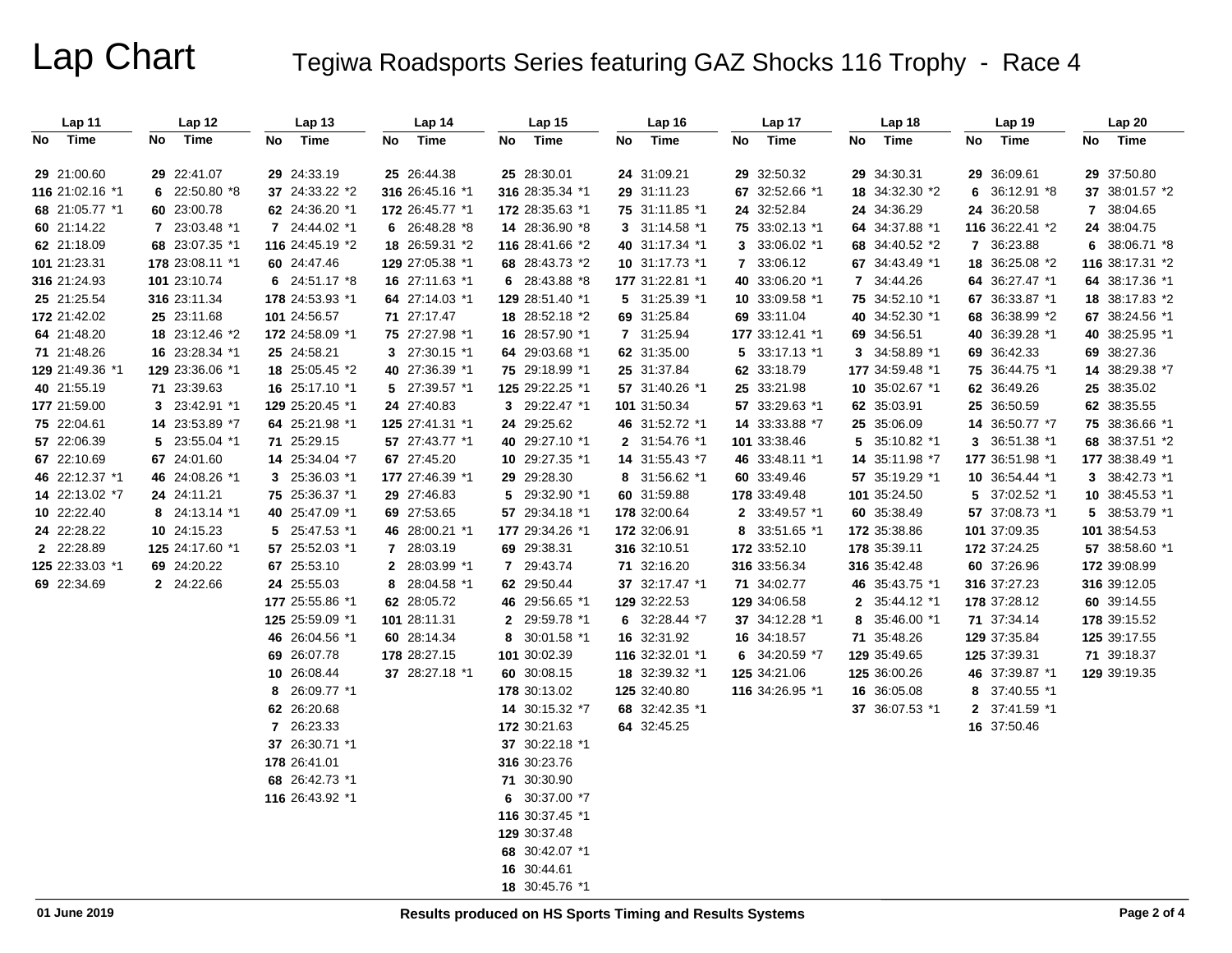# Lap Chart

## Tegiwa Roadsports Series featuring GAZ Shocks 116 Trophy - Race 4

| Lap 11 | | Lap 12 | | Lap 13 | | Lap 14 | | Lap 15 | | Lap 16 | | Lap 17 | | Lap 18 | | Lap 19 | | Lap 20 | |
|---|---|---|---|---|---|---|---|---|---|---|---|---|---|---|---|---|---|---|---|
| No | Time | No | Time | No | Time | No | Time | No | Time | No | Time | No | Time | No | Time | No | Time | No | Time |
| 29 | 21:00.60 | 29 | 22:41.07 | 29 | 24:33.19 | 25 | 26:44.38 | 25 | 28:30.01 | 24 | 31:09.21 | 29 | 32:50.32 | 29 | 34:30.31 | 29 | 36:09.61 | 29 | 37:50.80 |
| 116 | 21:02.16 *1 | 6 | 22:50.80 *8 | 37 | 24:33.22 *2 | 316 | 26:45.16 *1 | 316 | 28:35.34 *1 | 29 | 31:11.23 | 67 | 32:52.66 *1 | 18 | 34:32.30 *2 | 6 | 36:12.91 *8 | 37 | 38:01.57 *2 |
| 68 | 21:05.77 *1 | 60 | 23:00.78 | 62 | 24:36.20 *1 | 172 | 26:45.77 *1 | 172 | 28:35.63 *1 | 75 | 31:11.85 *1 | 24 | 32:52.84 | 24 | 34:36.29 | 24 | 36:20.58 | 7 | 38:04.65 |
| 60 | 21:14.22 | 7 | 23:03.48 *1 | 7 | 24:44.02 *1 | 6 | 26:48.28 *8 | 14 | 28:36.90 *8 | 3 | 31:14.58 *1 | 75 | 33:02.13 *1 | 64 | 34:37.88 *1 | 116 | 36:22.41 *2 | 24 | 38:04.75 |
| 62 | 21:18.09 | 68 | 23:07.35 *1 | 116 | 24:45.19 *2 | 18 | 26:59.31 *2 | 116 | 28:41.66 *2 | 40 | 31:17.34 *1 | 3 | 33:06.02 *1 | 68 | 34:40.52 *2 | 7 | 36:23.88 | 6 | 38:06.71 *8 |
| 101 | 21:23.31 | 178 | 23:08.11 *1 | 60 | 24:47.46 | 129 | 27:05.38 *1 | 68 | 28:43.73 *2 | 10 | 31:17.73 *1 | 7 | 33:06.12 | 67 | 34:43.49 *1 | 18 | 36:25.08 *2 | 116 | 38:17.31 *2 |
| 316 | 21:24.93 | 101 | 23:10.74 | 6 | 24:51.17 *8 | 16 | 27:11.63 *1 | 6 | 28:43.88 *8 | 177 | 31:22.81 *1 | 40 | 33:06.20 *1 | 7 | 34:44.26 | 64 | 36:27.47 *1 | 64 | 38:17.36 *1 |
| 25 | 21:25.54 | 316 | 23:11.34 | 178 | 24:53.93 *1 | 64 | 27:14.03 *1 | 129 | 28:51.40 *1 | 5 | 31:25.39 *1 | 10 | 33:09.58 *1 | 75 | 34:52.10 *1 | 67 | 36:33.87 *1 | 18 | 38:17.83 *2 |
| 172 | 21:42.02 | 25 | 23:11.68 | 101 | 24:56.57 | 71 | 27:17.47 | 18 | 28:52.18 *2 | 69 | 31:25.84 | 69 | 33:11.04 | 40 | 34:52.30 *1 | 68 | 36:38.99 *2 | 67 | 38:24.56 *1 |
| 64 | 21:48.20 | 18 | 23:12.46 *2 | 172 | 24:58.09 *1 | 75 | 27:27.98 *1 | 16 | 28:57.90 *1 | 7 | 31:25.94 | 177 | 33:12.41 *1 | 69 | 34:56.51 | 40 | 36:39.28 *1 | 40 | 38:25.95 *1 |
| 71 | 21:48.26 | 16 | 23:28.34 *1 | 25 | 24:58.21 | 3 | 27:30.15 *1 | 64 | 29:03.68 *1 | 62 | 31:35.00 | 5 | 33:17.13 *1 | 3 | 34:58.89 *1 | 69 | 36:42.33 | 69 | 38:27.36 |
| 129 | 21:49.36 *1 | 129 | 23:36.06 *1 | 18 | 25:05.45 *2 | 40 | 27:36.39 *1 | 75 | 29:18.99 *1 | 25 | 31:37.84 | 62 | 33:18.79 | 177 | 34:59.48 *1 | 75 | 36:44.75 *1 | 14 | 38:29.38 *7 |
| 40 | 21:55.19 | 71 | 23:39.63 | 16 | 25:17.10 *1 | 5 | 27:39.57 *1 | 125 | 29:22.25 *1 | 57 | 31:40.26 *1 | 25 | 33:21.98 | 10 | 35:02.67 *1 | 62 | 36:49.26 | 25 | 38:35.02 |
| 177 | 21:59.00 | 3 | 23:42.91 *1 | 129 | 25:20.45 *1 | 24 | 27:40.83 | 3 | 29:22.47 *1 | 101 | 31:50.34 | 57 | 33:29.63 *1 | 62 | 35:03.91 | 25 | 36:50.59 | 62 | 38:35.55 |
| 75 | 22:04.61 | 14 | 23:53.89 *7 | 64 | 25:21.98 *1 | 125 | 27:41.31 *1 | 24 | 29:25.62 | 46 | 31:52.72 *1 | 14 | 33:33.88 *7 | 25 | 35:06.09 | 14 | 36:50.77 *7 | 75 | 38:36.66 *1 |
| 57 | 22:06.39 | 5 | 23:55.04 *1 | 71 | 25:29.15 | 57 | 27:43.77 *1 | 40 | 29:27.10 *1 | 2 | 31:54.76 *1 | 101 | 33:38.46 | 5 | 35:10.82 *1 | 3 | 36:51.38 *1 | 68 | 38:37.51 *2 |
| 67 | 22:10.69 | 67 | 24:01.60 | 14 | 25:34.04 *7 | 67 | 27:45.20 | 10 | 29:27.35 *1 | 14 | 31:55.43 *7 | 46 | 33:48.11 *1 | 14 | 35:11.98 *7 | 177 | 36:51.98 *1 | 177 | 38:38.49 *1 |
| 46 | 22:12.37 *1 | 46 | 24:08.26 *1 | 3 | 25:36.03 *1 | 177 | 27:46.39 *1 | 29 | 29:28.30 | 8 | 31:56.62 *1 | 60 | 33:49.46 | 57 | 35:19.29 *1 | 10 | 36:54.44 *1 | 3 | 38:42.73 *1 |
| 14 | 22:13.02 *7 | 24 | 24:11.21 | 75 | 25:36.37 *1 | 29 | 27:46.83 | 5 | 29:32.90 *1 | 60 | 31:59.88 | 178 | 33:49.48 | 101 | 35:24.50 | 5 | 37:02.52 *1 | 10 | 38:45.53 *1 |
| 10 | 22:22.40 | 8 | 24:13.14 *1 | 40 | 25:47.09 *1 | 69 | 27:53.65 | 57 | 29:34.18 *1 | 178 | 32:00.64 | 2 | 33:49.57 *1 | 60 | 35:38.49 | 57 | 37:08.73 *1 | 5 | 38:53.79 *1 |
| 24 | 22:28.22 | 10 | 24:15.23 | 5 | 25:47.53 *1 | 46 | 28:00.21 *1 | 177 | 29:34.26 *1 | 172 | 32:06.91 | 8 | 33:51.65 *1 | 172 | 35:38.86 | 101 | 37:09.35 | 101 | 38:54.53 |
| 2 | 22:28.89 | 125 | 24:17.60 *1 | 57 | 25:52.03 *1 | 7 | 28:03.19 | 69 | 29:38.31 | 316 | 32:10.51 | 172 | 33:52.10 | 178 | 35:39.11 | 172 | 37:24.25 | 57 | 38:58.60 *1 |
| 125 | 22:33.03 *1 | 69 | 24:20.22 | 67 | 25:53.10 | 2 | 28:03.99 *1 | 7 | 29:43.74 | 71 | 32:16.20 | 316 | 33:56.34 | 316 | 35:42.48 | 60 | 37:26.96 | 172 | 39:08.99 |
| 69 | 22:34.69 | 2 | 24:22.66 | 24 | 25:55.03 | 8 | 28:04.58 *1 | 62 | 29:50.44 | 37 | 32:17.47 *1 | 71 | 34:02.77 | 46 | 35:43.75 *1 | 316 | 37:27.23 | 316 | 39:12.05 |
| | | | | 177 | 25:55.86 *1 | 62 | 28:05.72 | 46 | 29:56.65 *1 | 129 | 32:22.53 | 129 | 34:06.58 | 2 | 35:44.12 *1 | 178 | 37:28.12 | 60 | 39:14.55 |
| | | | | 125 | 25:59.09 *1 | 101 | 28:11.31 | 2 | 29:59.78 *1 | 6 | 32:28.44 *7 | 37 | 34:12.28 *1 | 8 | 35:46.00 *1 | 71 | 37:34.14 | 178 | 39:15.52 |
| | | | | 46 | 26:04.56 *1 | 60 | 28:14.34 | 8 | 30:01.58 *1 | 16 | 32:31.92 | 16 | 34:18.57 | 71 | 35:48.26 | 129 | 37:35.84 | 125 | 39:17.55 |
| | | | | 69 | 26:07.78 | 178 | 28:27.15 | 101 | 30:02.39 | 116 | 32:32.01 *1 | 6 | 34:20.59 *7 | 129 | 35:49.65 | 125 | 37:39.31 | 71 | 39:18.37 |
| | | | | 10 | 26:08.44 | 37 | 28:27.18 *1 | 60 | 30:08.15 | 18 | 32:39.32 *1 | 125 | 34:21.06 | 125 | 36:00.26 | 46 | 37:39.87 *1 | 129 | 39:19.35 |
| | | | | 8 | 26:09.77 *1 | | | 178 | 30:13.02 | 125 | 32:40.80 | 116 | 34:26.95 *1 | 16 | 36:05.08 | 8 | 37:40.55 *1 | | |
| | | | | 62 | 26:20.68 | | | 14 | 30:15.32 *7 | 68 | 32:42.35 *1 | | | 37 | 36:07.53 *1 | 2 | 37:41.59 *1 | | |
| | | | | 7 | 26:23.33 | | | 172 | 30:21.63 | 64 | 32:45.25 | | | | | 16 | 37:50.46 | | |
| | | | | 37 | 26:30.71 *1 | | | 37 | 30:22.18 *1 | | | | | | | | | | |
| | | | | 178 | 26:41.01 | | | 316 | 30:23.76 | | | | | | | | | | |
| | | | | 68 | 26:42.73 *1 | | | 71 | 30:30.90 | | | | | | | | | | |
| | | | | 116 | 26:43.92 *1 | | | 6 | 30:37.00 *7 | | | | | | | | | | |
| | | | | | | | | 116 | 30:37.45 *1 | | | | | | | | | | |
| | | | | | | | | 129 | 30:37.48 | | | | | | | | | | |
| | | | | | | | | 68 | 30:42.07 *1 | | | | | | | | | | |
| | | | | | | | | 16 | 30:44.61 | | | | | | | | | | |
| | | | | | | | | 18 | 30:45.76 *1 | | | | | | | | | | |

01 June 2019

**Results produced on HS Sports Timing and Results Systems**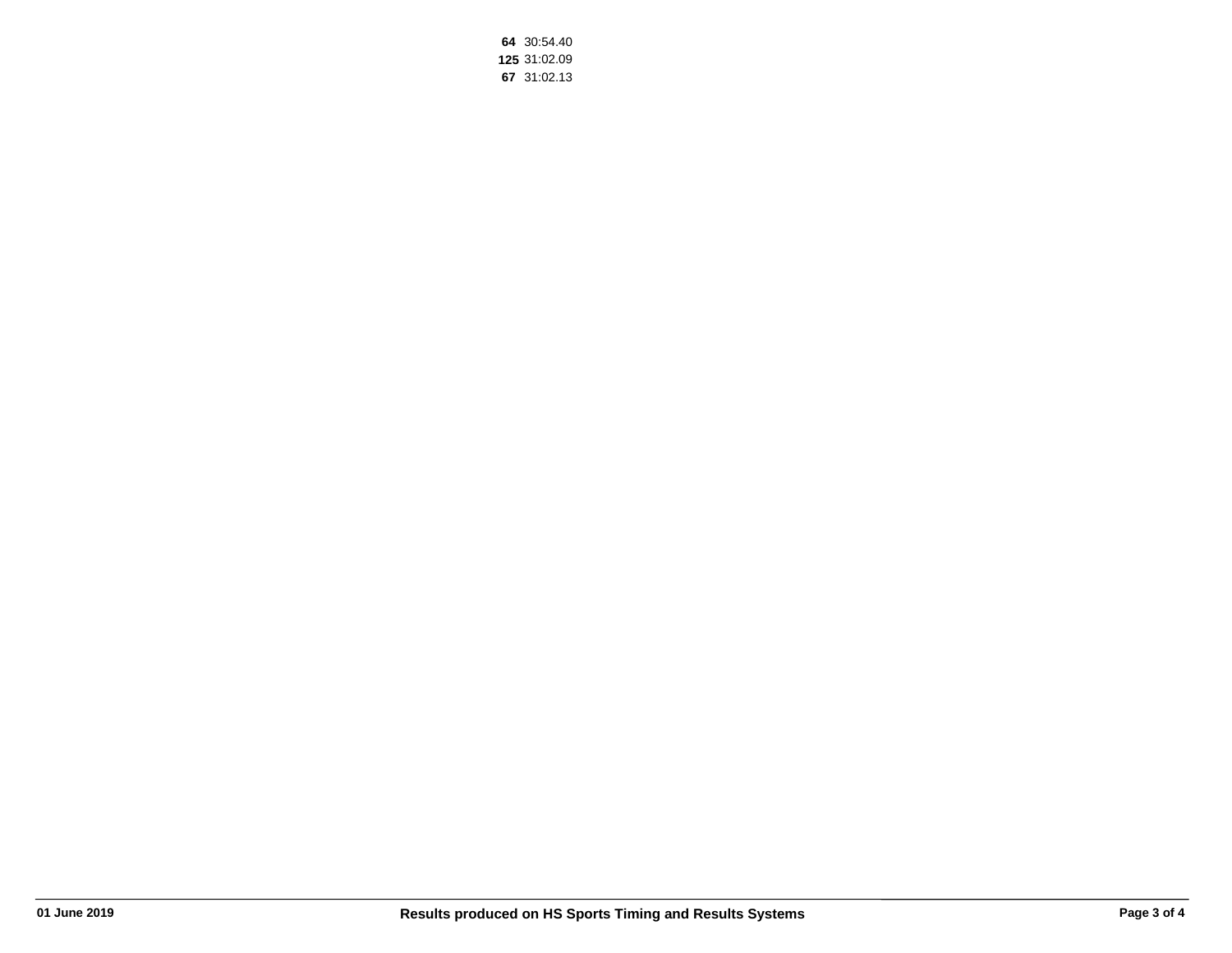**64** 30:54.40
**125** 31:02.09
**67** 31:02.13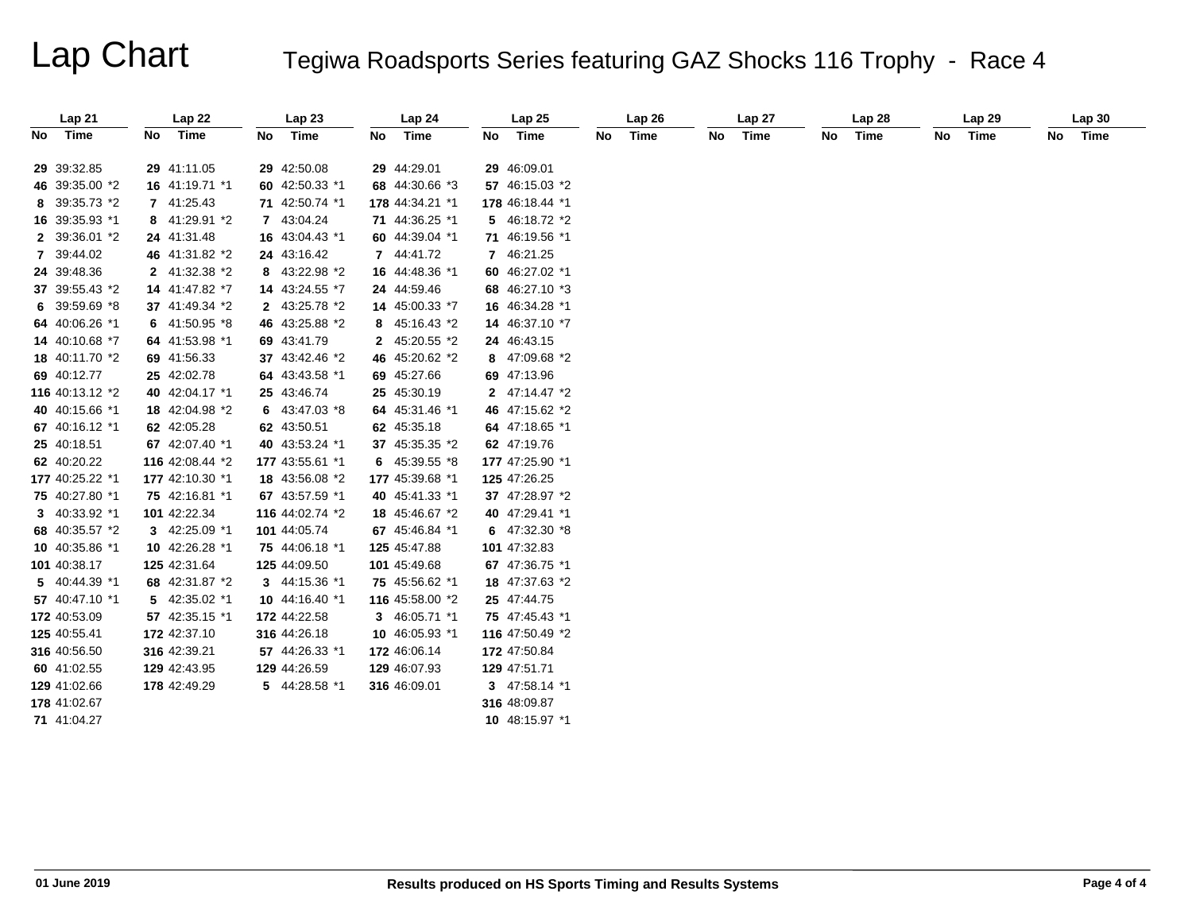# Lap Chart

## Tegiwa Roadsports Series featuring GAZ Shocks 116 Trophy - Race 4

| Lap 21 | | Lap 22 | | Lap 23 | | Lap 24 | | Lap 25 | | Lap 26 | | Lap 27 | | Lap 28 | | Lap 29 | | Lap 30 | |
|---|---|---|---|---|---|---|---|---|---|---|---|---|---|---|---|---|---|---|---|
| No | Time | No | Time | No | Time | No | Time | No | Time | No | Time | No | Time | No | Time | No | Time | No | Time |
| 29 | 39:32.85 | 29 | 41:11.05 | 29 | 42:50.08 | 29 | 44:29.01 | 29 | 46:09.01 | | | | | | | | | | |
| 46 | 39:35.00 *2 | 16 | 41:19.71 *1 | 60 | 42:50.33 *1 | 68 | 44:30.66 *3 | 57 | 46:15.03 *2 | | | | | | | | | | |
| 8 | 39:35.73 *2 | 7 | 41:25.43 | 71 | 42:50.74 *1 | 178 | 44:34.21 *1 | 178 | 46:18.44 *1 | | | | | | | | | | |
| 16 | 39:35.93 *1 | 8 | 41:29.91 *2 | 7 | 43:04.24 | 71 | 44:36.25 *1 | 5 | 46:18.72 *2 | | | | | | | | | | |
| 2 | 39:36.01 *2 | 24 | 41:31.48 | 16 | 43:04.43 *1 | 60 | 44:39.04 *1 | 71 | 46:19.56 *1 | | | | | | | | | | |
| 7 | 39:44.02 | 46 | 41:31.82 *2 | 24 | 43:16.42 | 7 | 44:41.72 | 7 | 46:21.25 | | | | | | | | | | |
| 24 | 39:48.36 | 2 | 41:32.38 *2 | 8 | 43:22.98 *2 | 16 | 44:48.36 *1 | 60 | 46:27.02 *1 | | | | | | | | | | |
| 37 | 39:55.43 *2 | 14 | 41:47.82 *7 | 14 | 43:24.55 *7 | 24 | 44:59.46 | 68 | 46:27.10 *3 | | | | | | | | | | |
| 6 | 39:59.69 *8 | 37 | 41:49.34 *2 | 2 | 43:25.78 *2 | 14 | 45:00.33 *7 | 16 | 46:34.28 *1 | | | | | | | | | | |
| 64 | 40:06.26 *1 | 6 | 41:50.95 *8 | 46 | 43:25.88 *2 | 8 | 45:16.43 *2 | 14 | 46:37.10 *7 | | | | | | | | | | |
| 14 | 40:10.68 *7 | 64 | 41:53.98 *1 | 69 | 43:41.79 | 2 | 45:20.55 *2 | 24 | 46:43.15 | | | | | | | | | | |
| 18 | 40:11.70 *2 | 69 | 41:56.33 | 37 | 43:42.46 *2 | 46 | 45:20.62 *2 | 8 | 47:09.68 *2 | | | | | | | | | | |
| 69 | 40:12.77 | 25 | 42:02.78 | 64 | 43:43.58 *1 | 69 | 45:27.66 | 69 | 47:13.96 | | | | | | | | | | |
| 116 | 40:13.12 *2 | 40 | 42:04.17 *1 | 25 | 43:46.74 | 25 | 45:30.19 | 2 | 47:14.47 *2 | | | | | | | | | | |
| 40 | 40:15.66 *1 | 18 | 42:04.98 *2 | 6 | 43:47.03 *8 | 64 | 45:31.46 *1 | 46 | 47:15.62 *2 | | | | | | | | | | |
| 67 | 40:16.12 *1 | 62 | 42:05.28 | 62 | 43:50.51 | 62 | 45:35.18 | 64 | 47:18.65 *1 | | | | | | | | | | |
| 25 | 40:18.51 | 67 | 42:07.40 *1 | 40 | 43:53.24 *1 | 37 | 45:35.35 *2 | 62 | 47:19.76 | | | | | | | | | | |
| 62 | 40:20.22 | 116 | 42:08.44 *2 | 177 | 43:55.61 *1 | 6 | 45:39.55 *8 | 177 | 47:25.90 *1 | | | | | | | | | | |
| 177 | 40:25.22 *1 | 177 | 42:10.30 *1 | 18 | 43:56.08 *2 | 177 | 45:39.68 *1 | 125 | 47:26.25 | | | | | | | | | | |
| 75 | 40:27.80 *1 | 75 | 42:16.81 *1 | 67 | 43:57.59 *1 | 40 | 45:41.33 *1 | 37 | 47:28.97 *2 | | | | | | | | | | |
| 3 | 40:33.92 *1 | 101 | 42:22.34 | 116 | 44:02.74 *2 | 18 | 45:46.67 *2 | 40 | 47:29.41 *1 | | | | | | | | | | |
| 68 | 40:35.57 *2 | 3 | 42:25.09 *1 | 101 | 44:05.74 | 67 | 45:46.84 *1 | 6 | 47:32.30 *8 | | | | | | | | | | |
| 10 | 40:35.86 *1 | 10 | 42:26.28 *1 | 75 | 44:06.18 *1 | 125 | 45:47.88 | 101 | 47:32.83 | | | | | | | | | | |
| 101 | 40:38.17 | 125 | 42:31.64 | 125 | 44:09.50 | 101 | 45:49.68 | 67 | 47:36.75 *1 | | | | | | | | | | |
| 5 | 40:44.39 *1 | 68 | 42:31.87 *2 | 3 | 44:15.36 *1 | 75 | 45:56.62 *1 | 18 | 47:37.63 *2 | | | | | | | | | | |
| 57 | 40:47.10 *1 | 5 | 42:35.02 *1 | 10 | 44:16.40 *1 | 116 | 45:58.00 *2 | 25 | 47:44.75 | | | | | | | | | | |
| 172 | 40:53.09 | 57 | 42:35.15 *1 | 172 | 44:22.58 | 3 | 46:05.71 *1 | 75 | 47:45.43 *1 | | | | | | | | | | |
| 125 | 40:55.41 | 172 | 42:37.10 | 316 | 44:26.18 | 10 | 46:05.93 *1 | 116 | 47:50.49 *2 | | | | | | | | | | |
| 316 | 40:56.50 | 316 | 42:39.21 | 57 | 44:26.33 *1 | 172 | 46:06.14 | 172 | 47:50.84 | | | | | | | | | | |
| 60 | 41:02.55 | 129 | 42:43.95 | 129 | 44:26.59 | 129 | 46:07.93 | 129 | 47:51.71 | | | | | | | | | | |
| 129 | 41:02.66 | 178 | 42:49.29 | 5 | 44:28.58 *1 | 316 | 46:09.01 | 3 | 47:58.14 *1 | | | | | | | | | | |
| 178 | 41:02.67 | | | | | | | 316 | 48:09.87 | | | | | | | | | | |
| 71 | 41:04.27 | | | | | | | 10 | 48:15.97 *1 | | | | | | | | | | |

01 June 2019

Results produced on HS Sports Timing and Results Systems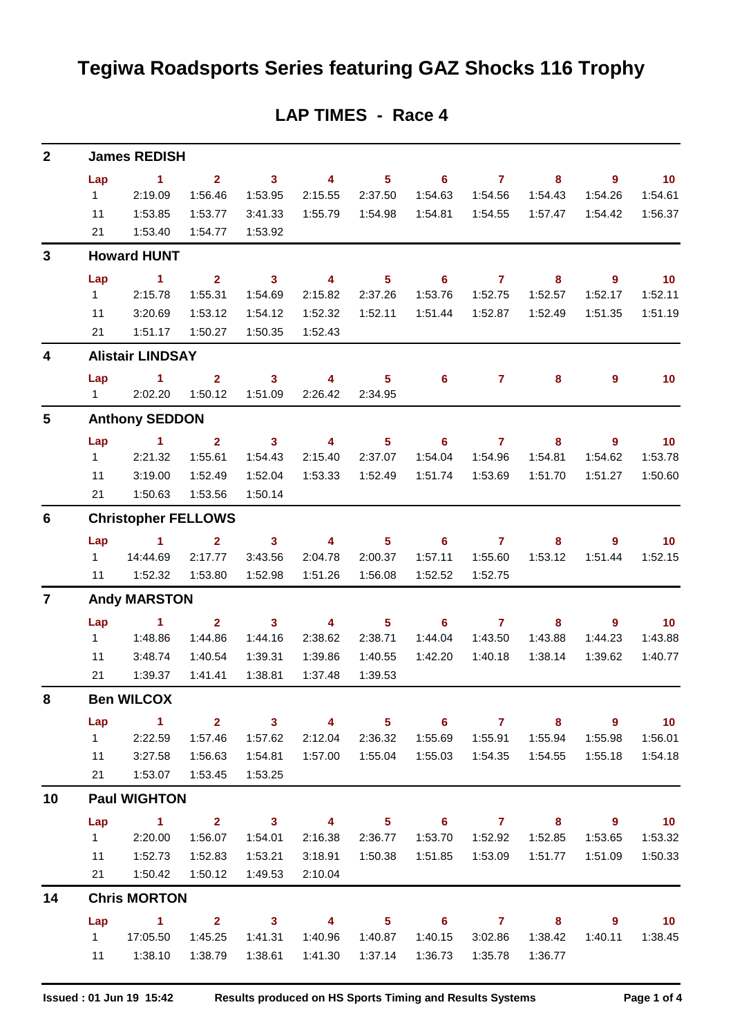# Tegiwa Roadsports Series featuring GAZ Shocks 116 Trophy

## LAP TIMES - Race 4

### 2 James REDISH

| Lap | 1 | 2 | 3 | 4 | 5 | 6 | 7 | 8 | 9 | 10 |
|---|---|---|---|---|---|---|---|---|---|---|
| 1 | 2:19.09 | 1:56.46 | 1:53.95 | 2:15.55 | 2:37.50 | 1:54.63 | 1:54.56 | 1:54.43 | 1:54.26 | 1:54.61 |
| 11 | 1:53.85 | 1:53.77 | 3:41.33 | 1:55.79 | 1:54.98 | 1:54.81 | 1:54.55 | 1:57.47 | 1:54.42 | 1:56.37 |
| 21 | 1:53.40 | 1:54.77 | 1:53.92 | | | | | | | |

### 3 Howard HUNT

| Lap | 1 | 2 | 3 | 4 | 5 | 6 | 7 | 8 | 9 | 10 |
|---|---|---|---|---|---|---|---|---|---|---|
| 1 | 2:15.78 | 1:55.31 | 1:54.69 | 2:15.82 | 2:37.26 | 1:53.76 | 1:52.75 | 1:52.57 | 1:52.17 | 1:52.11 |
| 11 | 3:20.69 | 1:53.12 | 1:54.12 | 1:52.32 | 1:52.11 | 1:51.44 | 1:52.87 | 1:52.49 | 1:51.35 | 1:51.19 |
| 21 | 1:51.17 | 1:50.27 | 1:50.35 | 1:52.43 | | | | | | |

### 4 Alistair LINDSAY

| Lap | 1 | 2 | 3 | 4 | 5 | 6 | 7 | 8 | 9 | 10 |
|---|---|---|---|---|---|---|---|---|---|---|
| 1 | 2:02.20 | 1:50.12 | 1:51.09 | 2:26.42 | 2:34.95 | | | | | |

### 5 Anthony SEDDON

| Lap | 1 | 2 | 3 | 4 | 5 | 6 | 7 | 8 | 9 | 10 |
|---|---|---|---|---|---|---|---|---|---|---|
| 1 | 2:21.32 | 1:55.61 | 1:54.43 | 2:15.40 | 2:37.07 | 1:54.04 | 1:54.96 | 1:54.81 | 1:54.62 | 1:53.78 |
| 11 | 3:19.00 | 1:52.49 | 1:52.04 | 1:53.33 | 1:52.49 | 1:51.74 | 1:53.69 | 1:51.70 | 1:51.27 | 1:50.60 |
| 21 | 1:50.63 | 1:53.56 | 1:50.14 | | | | | | | |

### 6 Christopher FELLOWS

| Lap | 1 | 2 | 3 | 4 | 5 | 6 | 7 | 8 | 9 | 10 |
|---|---|---|---|---|---|---|---|---|---|---|
| 1 | 14:44.69 | 2:17.77 | 3:43.56 | 2:04.78 | 2:00.37 | 1:57.11 | 1:55.60 | 1:53.12 | 1:51.44 | 1:52.15 |
| 11 | 1:52.32 | 1:53.80 | 1:52.98 | 1:51.26 | 1:56.08 | 1:52.52 | 1:52.75 | | | |

### 7 Andy MARSTON

| Lap | 1 | 2 | 3 | 4 | 5 | 6 | 7 | 8 | 9 | 10 |
|---|---|---|---|---|---|---|---|---|---|---|
| 1 | 1:48.86 | 1:44.86 | 1:44.16 | 2:38.62 | 2:38.71 | 1:44.04 | 1:43.50 | 1:43.88 | 1:44.23 | 1:43.88 |
| 11 | 3:48.74 | 1:40.54 | 1:39.31 | 1:39.86 | 1:40.55 | 1:42.20 | 1:40.18 | 1:38.14 | 1:39.62 | 1:40.77 |
| 21 | 1:39.37 | 1:41.41 | 1:38.81 | 1:37.48 | 1:39.53 | | | | | |

### 8 Ben WILCOX

| Lap | 1 | 2 | 3 | 4 | 5 | 6 | 7 | 8 | 9 | 10 |
|---|---|---|---|---|---|---|---|---|---|---|
| 1 | 2:22.59 | 1:57.46 | 1:57.62 | 2:12.04 | 2:36.32 | 1:55.69 | 1:55.91 | 1:55.94 | 1:55.98 | 1:56.01 |
| 11 | 3:27.58 | 1:56.63 | 1:54.81 | 1:57.00 | 1:55.04 | 1:55.03 | 1:54.35 | 1:54.55 | 1:55.18 | 1:54.18 |
| 21 | 1:53.07 | 1:53.45 | 1:53.25 | | | | | | | |

### 10 Paul WIGHTON

| Lap | 1 | 2 | 3 | 4 | 5 | 6 | 7 | 8 | 9 | 10 |
|---|---|---|---|---|---|---|---|---|---|---|
| 1 | 2:20.00 | 1:56.07 | 1:54.01 | 2:16.38 | 2:36.77 | 1:53.70 | 1:52.92 | 1:52.85 | 1:53.65 | 1:53.32 |
| 11 | 1:52.73 | 1:52.83 | 1:53.21 | 3:18.91 | 1:50.38 | 1:51.85 | 1:53.09 | 1:51.77 | 1:51.09 | 1:50.33 |
| 21 | 1:50.42 | 1:50.12 | 1:49.53 | 2:10.04 | | | | | | |

### 14 Chris MORTON

| Lap | 1 | 2 | 3 | 4 | 5 | 6 | 7 | 8 | 9 | 10 |
|---|---|---|---|---|---|---|---|---|---|---|
| 1 | 17:05.50 | 1:45.25 | 1:41.31 | 1:40.96 | 1:40.87 | 1:40.15 | 3:02.86 | 1:38.42 | 1:40.11 | 1:38.45 |
| 11 | 1:38.10 | 1:38.79 | 1:38.61 | 1:41.30 | 1:37.14 | 1:36.73 | 1:35.78 | 1:36.77 | | |

Issued : 01 Jun 19 15:42 — Results produced on HS Sports Timing and Results Systems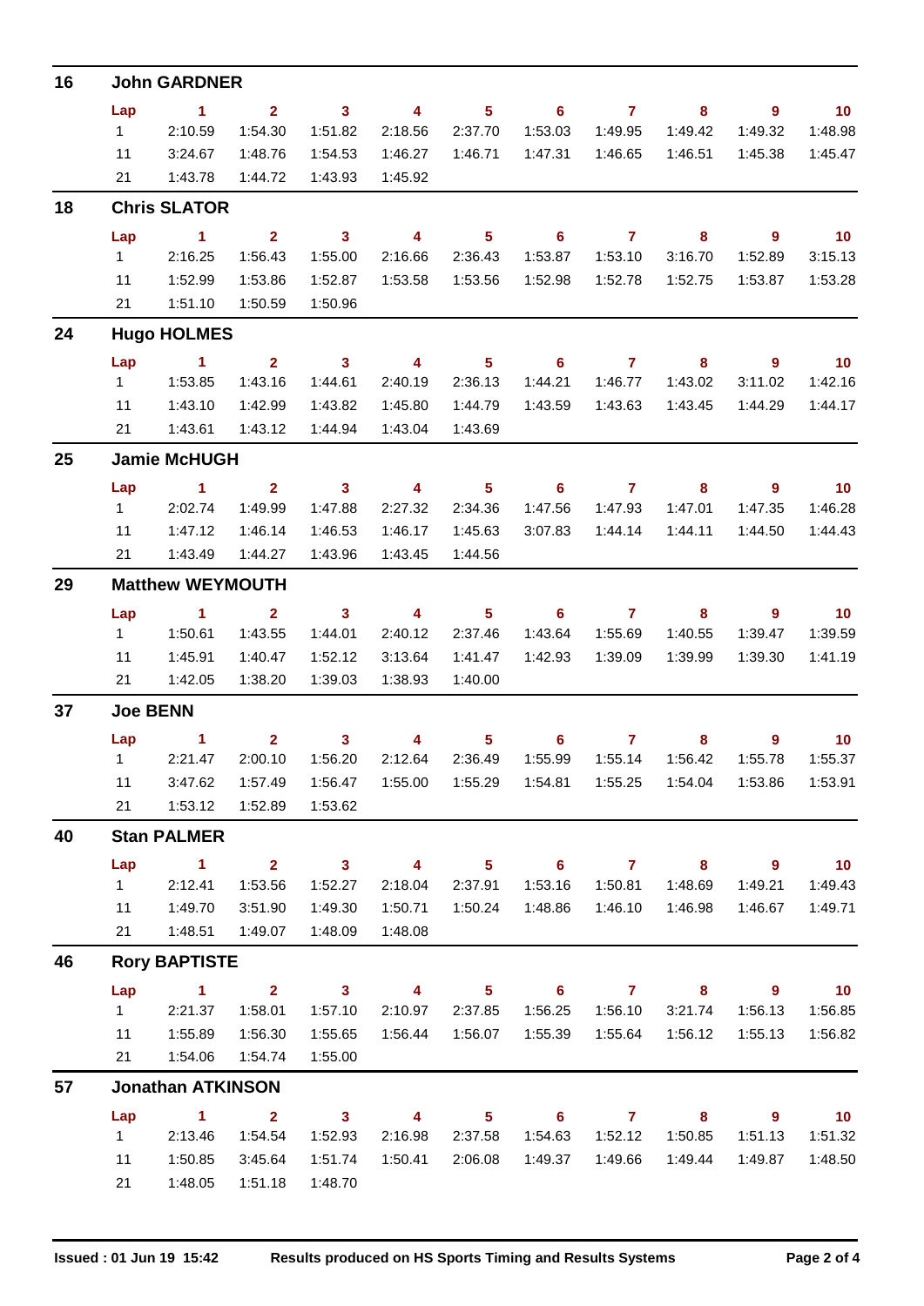## 16 John GARDNER

| Lap | 1 | 2 | 3 | 4 | 5 | 6 | 7 | 8 | 9 | 10 |
|---|---|---|---|---|---|---|---|---|---|---|
| 1 | 2:10.59 | 1:54.30 | 1:51.82 | 2:18.56 | 2:37.70 | 1:53.03 | 1:49.95 | 1:49.42 | 1:49.32 | 1:48.98 |
| 11 | 3:24.67 | 1:48.76 | 1:54.53 | 1:46.27 | 1:46.71 | 1:47.31 | 1:46.65 | 1:46.51 | 1:45.38 | 1:45.47 |
| 21 | 1:43.78 | 1:44.72 | 1:43.93 | 1:45.92 | | | | | | |

## 18 Chris SLATOR

| Lap | 1 | 2 | 3 | 4 | 5 | 6 | 7 | 8 | 9 | 10 |
|---|---|---|---|---|---|---|---|---|---|---|
| 1 | 2:16.25 | 1:56.43 | 1:55.00 | 2:16.66 | 2:36.43 | 1:53.87 | 1:53.10 | 3:16.70 | 1:52.89 | 3:15.13 |
| 11 | 1:52.99 | 1:53.86 | 1:52.87 | 1:53.58 | 1:53.56 | 1:52.98 | 1:52.78 | 1:52.75 | 1:53.87 | 1:53.28 |
| 21 | 1:51.10 | 1:50.59 | 1:50.96 | | | | | | | |

## 24 Hugo HOLMES

| Lap | 1 | 2 | 3 | 4 | 5 | 6 | 7 | 8 | 9 | 10 |
|---|---|---|---|---|---|---|---|---|---|---|
| 1 | 1:53.85 | 1:43.16 | 1:44.61 | 2:40.19 | 2:36.13 | 1:44.21 | 1:46.77 | 1:43.02 | 3:11.02 | 1:42.16 |
| 11 | 1:43.10 | 1:42.99 | 1:43.82 | 1:45.80 | 1:44.79 | 1:43.59 | 1:43.63 | 1:43.45 | 1:44.29 | 1:44.17 |
| 21 | 1:43.61 | 1:43.12 | 1:44.94 | 1:43.04 | 1:43.69 | | | | | |

## 25 Jamie McHUGH

| Lap | 1 | 2 | 3 | 4 | 5 | 6 | 7 | 8 | 9 | 10 |
|---|---|---|---|---|---|---|---|---|---|---|
| 1 | 2:02.74 | 1:49.99 | 1:47.88 | 2:27.32 | 2:34.36 | 1:47.56 | 1:47.93 | 1:47.01 | 1:47.35 | 1:46.28 |
| 11 | 1:47.12 | 1:46.14 | 1:46.53 | 1:46.17 | 1:45.63 | 3:07.83 | 1:44.14 | 1:44.11 | 1:44.50 | 1:44.43 |
| 21 | 1:43.49 | 1:44.27 | 1:43.96 | 1:43.45 | 1:44.56 | | | | | |

## 29 Matthew WEYMOUTH

| Lap | 1 | 2 | 3 | 4 | 5 | 6 | 7 | 8 | 9 | 10 |
|---|---|---|---|---|---|---|---|---|---|---|
| 1 | 1:50.61 | 1:43.55 | 1:44.01 | 2:40.12 | 2:37.46 | 1:43.64 | 1:55.69 | 1:40.55 | 1:39.47 | 1:39.59 |
| 11 | 1:45.91 | 1:40.47 | 1:52.12 | 3:13.64 | 1:41.47 | 1:42.93 | 1:39.09 | 1:39.99 | 1:39.30 | 1:41.19 |
| 21 | 1:42.05 | 1:38.20 | 1:39.03 | 1:38.93 | 1:40.00 | | | | | |

## 37 Joe BENN

| Lap | 1 | 2 | 3 | 4 | 5 | 6 | 7 | 8 | 9 | 10 |
|---|---|---|---|---|---|---|---|---|---|---|
| 1 | 2:21.47 | 2:00.10 | 1:56.20 | 2:12.64 | 2:36.49 | 1:55.99 | 1:55.14 | 1:56.42 | 1:55.78 | 1:55.37 |
| 11 | 3:47.62 | 1:57.49 | 1:56.47 | 1:55.00 | 1:55.29 | 1:54.81 | 1:55.25 | 1:54.04 | 1:53.86 | 1:53.91 |
| 21 | 1:53.12 | 1:52.89 | 1:53.62 | | | | | | | |

## 40 Stan PALMER

| Lap | 1 | 2 | 3 | 4 | 5 | 6 | 7 | 8 | 9 | 10 |
|---|---|---|---|---|---|---|---|---|---|---|
| 1 | 2:12.41 | 1:53.56 | 1:52.27 | 2:18.04 | 2:37.91 | 1:53.16 | 1:50.81 | 1:48.69 | 1:49.21 | 1:49.43 |
| 11 | 1:49.70 | 3:51.90 | 1:49.30 | 1:50.71 | 1:50.24 | 1:48.86 | 1:46.10 | 1:46.98 | 1:46.67 | 1:49.71 |
| 21 | 1:48.51 | 1:49.07 | 1:48.09 | 1:48.08 | | | | | | |

## 46 Rory BAPTISTE

| Lap | 1 | 2 | 3 | 4 | 5 | 6 | 7 | 8 | 9 | 10 |
|---|---|---|---|---|---|---|---|---|---|---|
| 1 | 2:21.37 | 1:58.01 | 1:57.10 | 2:10.97 | 2:37.85 | 1:56.25 | 1:56.10 | 3:21.74 | 1:56.13 | 1:56.85 |
| 11 | 1:55.89 | 1:56.30 | 1:55.65 | 1:56.44 | 1:56.07 | 1:55.39 | 1:55.64 | 1:56.12 | 1:55.13 | 1:56.82 |
| 21 | 1:54.06 | 1:54.74 | 1:55.00 | | | | | | | |

## 57 Jonathan ATKINSON

| Lap | 1 | 2 | 3 | 4 | 5 | 6 | 7 | 8 | 9 | 10 |
|---|---|---|---|---|---|---|---|---|---|---|
| 1 | 2:13.46 | 1:54.54 | 1:52.93 | 2:16.98 | 2:37.58 | 1:54.63 | 1:52.12 | 1:50.85 | 1:51.13 | 1:51.32 |
| 11 | 1:50.85 | 3:45.64 | 1:51.74 | 1:50.41 | 2:06.08 | 1:49.37 | 1:49.66 | 1:49.44 | 1:49.87 | 1:48.50 |
| 21 | 1:48.05 | 1:51.18 | 1:48.70 | | | | | | | |

Issued : 01 Jun 19 15:42 Results produced on HS Sports Timing and Results Systems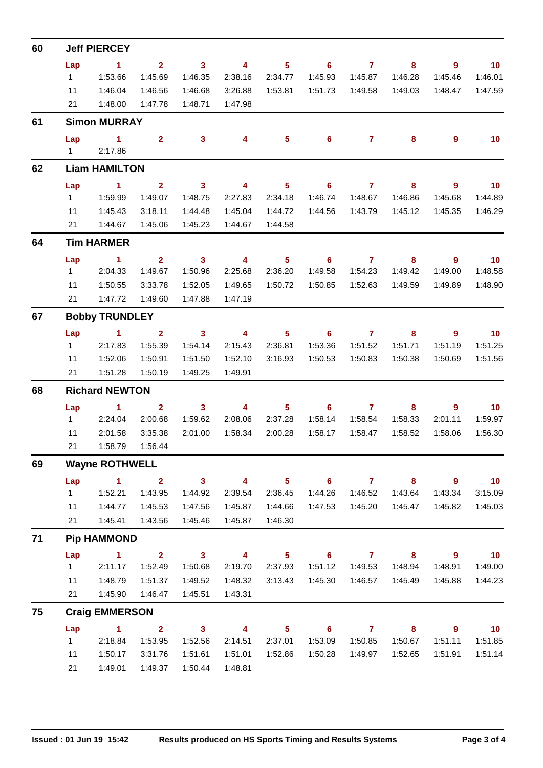## 60 Jeff PIERCEY

| Lap | 1 | 2 | 3 | 4 | 5 | 6 | 7 | 8 | 9 | 10 |
|---|---|---|---|---|---|---|---|---|---|---|
| 1 | 1:53.66 | 1:45.69 | 1:46.35 | 2:38.16 | 2:34.77 | 1:45.93 | 1:45.87 | 1:46.28 | 1:45.46 | 1:46.01 |
| 11 | 1:46.04 | 1:46.56 | 1:46.68 | 3:26.88 | 1:53.81 | 1:51.73 | 1:49.58 | 1:49.03 | 1:48.47 | 1:47.59 |
| 21 | 1:48.00 | 1:47.78 | 1:48.71 | 1:47.98 | | | | | | |

## 61 Simon MURRAY

| Lap | 1 | 2 | 3 | 4 | 5 | 6 | 7 | 8 | 9 | 10 |
|---|---|---|---|---|---|---|---|---|---|---|
| 1 | 2:17.86 | | | | | | | | | |

## 62 Liam HAMILTON

| Lap | 1 | 2 | 3 | 4 | 5 | 6 | 7 | 8 | 9 | 10 |
|---|---|---|---|---|---|---|---|---|---|---|
| 1 | 1:59.99 | 1:49.07 | 1:48.75 | 2:27.83 | 2:34.18 | 1:46.74 | 1:48.67 | 1:46.86 | 1:45.68 | 1:44.89 |
| 11 | 1:45.43 | 3:18.11 | 1:44.48 | 1:45.04 | 1:44.72 | 1:44.56 | 1:43.79 | 1:45.12 | 1:45.35 | 1:46.29 |
| 21 | 1:44.67 | 1:45.06 | 1:45.23 | 1:44.67 | 1:44.58 | | | | | |

## 64 Tim HARMER

| Lap | 1 | 2 | 3 | 4 | 5 | 6 | 7 | 8 | 9 | 10 |
|---|---|---|---|---|---|---|---|---|---|---|
| 1 | 2:04.33 | 1:49.67 | 1:50.96 | 2:25.68 | 2:36.20 | 1:49.58 | 1:54.23 | 1:49.42 | 1:49.00 | 1:48.58 |
| 11 | 1:50.55 | 3:33.78 | 1:52.05 | 1:49.65 | 1:50.72 | 1:50.85 | 1:52.63 | 1:49.59 | 1:49.89 | 1:48.90 |
| 21 | 1:47.72 | 1:49.60 | 1:47.88 | 1:47.19 | | | | | | |

## 67 Bobby TRUNDLEY

| Lap | 1 | 2 | 3 | 4 | 5 | 6 | 7 | 8 | 9 | 10 |
|---|---|---|---|---|---|---|---|---|---|---|
| 1 | 2:17.83 | 1:55.39 | 1:54.14 | 2:15.43 | 2:36.81 | 1:53.36 | 1:51.52 | 1:51.71 | 1:51.19 | 1:51.25 |
| 11 | 1:52.06 | 1:50.91 | 1:51.50 | 1:52.10 | 3:16.93 | 1:50.53 | 1:50.83 | 1:50.38 | 1:50.69 | 1:51.56 |
| 21 | 1:51.28 | 1:50.19 | 1:49.25 | 1:49.91 | | | | | | |

## 68 Richard NEWTON

| Lap | 1 | 2 | 3 | 4 | 5 | 6 | 7 | 8 | 9 | 10 |
|---|---|---|---|---|---|---|---|---|---|---|
| 1 | 2:24.04 | 2:00.68 | 1:59.62 | 2:08.06 | 2:37.28 | 1:58.14 | 1:58.54 | 1:58.33 | 2:01.11 | 1:59.97 |
| 11 | 2:01.58 | 3:35.38 | 2:01.00 | 1:58.34 | 2:00.28 | 1:58.17 | 1:58.47 | 1:58.52 | 1:58.06 | 1:56.30 |
| 21 | 1:58.79 | 1:56.44 | | | | | | | | |

## 69 Wayne ROTHWELL

| Lap | 1 | 2 | 3 | 4 | 5 | 6 | 7 | 8 | 9 | 10 |
|---|---|---|---|---|---|---|---|---|---|---|
| 1 | 1:52.21 | 1:43.95 | 1:44.92 | 2:39.54 | 2:36.45 | 1:44.26 | 1:46.52 | 1:43.64 | 1:43.34 | 3:15.09 |
| 11 | 1:44.77 | 1:45.53 | 1:47.56 | 1:45.87 | 1:44.66 | 1:47.53 | 1:45.20 | 1:45.47 | 1:45.82 | 1:45.03 |
| 21 | 1:45.41 | 1:43.56 | 1:45.46 | 1:45.87 | 1:46.30 | | | | | |

## 71 Pip HAMMOND

| Lap | 1 | 2 | 3 | 4 | 5 | 6 | 7 | 8 | 9 | 10 |
|---|---|---|---|---|---|---|---|---|---|---|
| 1 | 2:11.17 | 1:52.49 | 1:50.68 | 2:19.70 | 2:37.93 | 1:51.12 | 1:49.53 | 1:48.94 | 1:48.91 | 1:49.00 |
| 11 | 1:48.79 | 1:51.37 | 1:49.52 | 1:48.32 | 3:13.43 | 1:45.30 | 1:46.57 | 1:45.49 | 1:45.88 | 1:44.23 |
| 21 | 1:45.90 | 1:46.47 | 1:45.51 | 1:43.31 | | | | | | |

## 75 Craig EMMERSON

| Lap | 1 | 2 | 3 | 4 | 5 | 6 | 7 | 8 | 9 | 10 |
|---|---|---|---|---|---|---|---|---|---|---|
| 1 | 2:18.84 | 1:53.95 | 1:52.56 | 2:14.51 | 2:37.01 | 1:53.09 | 1:50.85 | 1:50.67 | 1:51.11 | 1:51.85 |
| 11 | 1:50.17 | 3:31.76 | 1:51.61 | 1:51.01 | 1:52.86 | 1:50.28 | 1:49.97 | 1:52.65 | 1:51.91 | 1:51.14 |
| 21 | 1:49.01 | 1:49.37 | 1:50.44 | 1:48.81 | | | | | | |

**Issued : 01 Jun 19 15:42** **Results produced on HS Sports Timing and Results Systems**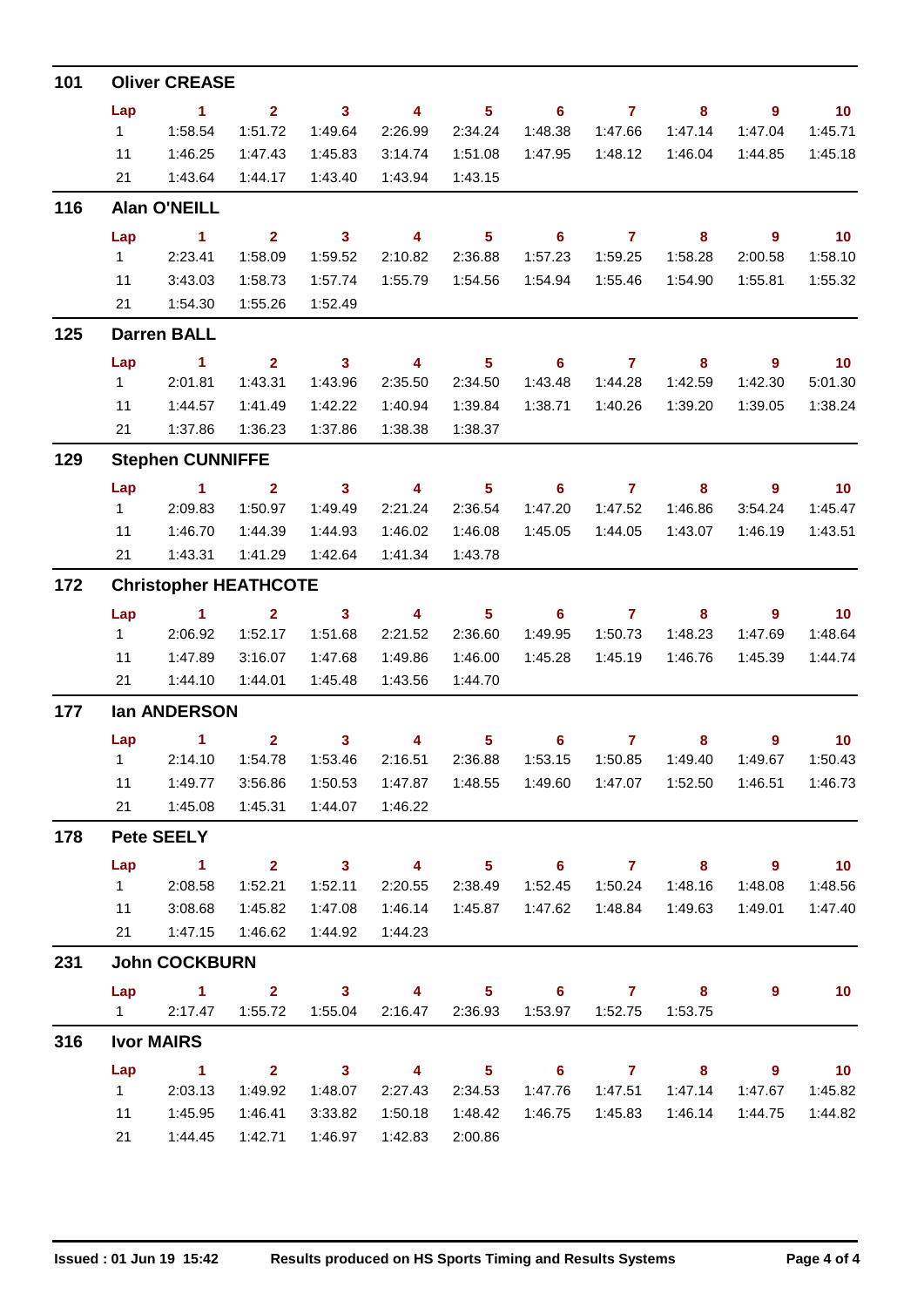## 101 Oliver CREASE

| Lap | 1 | 2 | 3 | 4 | 5 | 6 | 7 | 8 | 9 | 10 |
|---|---|---|---|---|---|---|---|---|---|---|
| 1 | 1:58.54 | 1:51.72 | 1:49.64 | 2:26.99 | 2:34.24 | 1:48.38 | 1:47.66 | 1:47.14 | 1:47.04 | 1:45.71 |
| 11 | 1:46.25 | 1:47.43 | 1:45.83 | 3:14.74 | 1:51.08 | 1:47.95 | 1:48.12 | 1:46.04 | 1:44.85 | 1:45.18 |
| 21 | 1:43.64 | 1:44.17 | 1:43.40 | 1:43.94 | 1:43.15 | | | | | |

## 116 Alan O'NEILL

| Lap | 1 | 2 | 3 | 4 | 5 | 6 | 7 | 8 | 9 | 10 |
|---|---|---|---|---|---|---|---|---|---|---|
| 1 | 2:23.41 | 1:58.09 | 1:59.52 | 2:10.82 | 2:36.88 | 1:57.23 | 1:59.25 | 1:58.28 | 2:00.58 | 1:58.10 |
| 11 | 3:43.03 | 1:58.73 | 1:57.74 | 1:55.79 | 1:54.56 | 1:54.94 | 1:55.46 | 1:54.90 | 1:55.81 | 1:55.32 |
| 21 | 1:54.30 | 1:55.26 | 1:52.49 | | | | | | | |

## 125 Darren BALL

| Lap | 1 | 2 | 3 | 4 | 5 | 6 | 7 | 8 | 9 | 10 |
|---|---|---|---|---|---|---|---|---|---|---|
| 1 | 2:01.81 | 1:43.31 | 1:43.96 | 2:35.50 | 2:34.50 | 1:43.48 | 1:44.28 | 1:42.59 | 1:42.30 | 5:01.30 |
| 11 | 1:44.57 | 1:41.49 | 1:42.22 | 1:40.94 | 1:39.84 | 1:38.71 | 1:40.26 | 1:39.20 | 1:39.05 | 1:38.24 |
| 21 | 1:37.86 | 1:36.23 | 1:37.86 | 1:38.38 | 1:38.37 | | | | | |

## 129 Stephen CUNNIFFE

| Lap | 1 | 2 | 3 | 4 | 5 | 6 | 7 | 8 | 9 | 10 |
|---|---|---|---|---|---|---|---|---|---|---|
| 1 | 2:09.83 | 1:50.97 | 1:49.49 | 2:21.24 | 2:36.54 | 1:47.20 | 1:47.52 | 1:46.86 | 3:54.24 | 1:45.47 |
| 11 | 1:46.70 | 1:44.39 | 1:44.93 | 1:46.02 | 1:46.08 | 1:45.05 | 1:44.05 | 1:43.07 | 1:46.19 | 1:43.51 |
| 21 | 1:43.31 | 1:41.29 | 1:42.64 | 1:41.34 | 1:43.78 | | | | | |

## 172 Christopher HEATHCOTE

| Lap | 1 | 2 | 3 | 4 | 5 | 6 | 7 | 8 | 9 | 10 |
|---|---|---|---|---|---|---|---|---|---|---|
| 1 | 2:06.92 | 1:52.17 | 1:51.68 | 2:21.52 | 2:36.60 | 1:49.95 | 1:50.73 | 1:48.23 | 1:47.69 | 1:48.64 |
| 11 | 1:47.89 | 3:16.07 | 1:47.68 | 1:49.86 | 1:46.00 | 1:45.28 | 1:45.19 | 1:46.76 | 1:45.39 | 1:44.74 |
| 21 | 1:44.10 | 1:44.01 | 1:45.48 | 1:43.56 | 1:44.70 | | | | | |

## 177 Ian ANDERSON

| Lap | 1 | 2 | 3 | 4 | 5 | 6 | 7 | 8 | 9 | 10 |
|---|---|---|---|---|---|---|---|---|---|---|
| 1 | 2:14.10 | 1:54.78 | 1:53.46 | 2:16.51 | 2:36.88 | 1:53.15 | 1:50.85 | 1:49.40 | 1:49.67 | 1:50.43 |
| 11 | 1:49.77 | 3:56.86 | 1:50.53 | 1:47.87 | 1:48.55 | 1:49.60 | 1:47.07 | 1:52.50 | 1:46.51 | 1:46.73 |
| 21 | 1:45.08 | 1:45.31 | 1:44.07 | 1:46.22 | | | | | | |

## 178 Pete SEELY

| Lap | 1 | 2 | 3 | 4 | 5 | 6 | 7 | 8 | 9 | 10 |
|---|---|---|---|---|---|---|---|---|---|---|
| 1 | 2:08.58 | 1:52.21 | 1:52.11 | 2:20.55 | 2:38.49 | 1:52.45 | 1:50.24 | 1:48.16 | 1:48.08 | 1:48.56 |
| 11 | 3:08.68 | 1:45.82 | 1:47.08 | 1:46.14 | 1:45.87 | 1:47.62 | 1:48.84 | 1:49.63 | 1:49.01 | 1:47.40 |
| 21 | 1:47.15 | 1:46.62 | 1:44.92 | 1:44.23 | | | | | | |

## 231 John COCKBURN

| Lap | 1 | 2 | 3 | 4 | 5 | 6 | 7 | 8 | 9 | 10 |
|---|---|---|---|---|---|---|---|---|---|---|
| 1 | 2:17.47 | 1:55.72 | 1:55.04 | 2:16.47 | 2:36.93 | 1:53.97 | 1:52.75 | 1:53.75 | | |

## 316 Ivor MAIRS

| Lap | 1 | 2 | 3 | 4 | 5 | 6 | 7 | 8 | 9 | 10 |
|---|---|---|---|---|---|---|---|---|---|---|
| 1 | 2:03.13 | 1:49.92 | 1:48.07 | 2:27.43 | 2:34.53 | 1:47.76 | 1:47.51 | 1:47.14 | 1:47.67 | 1:45.82 |
| 11 | 1:45.95 | 1:46.41 | 3:33.82 | 1:50.18 | 1:48.42 | 1:46.75 | 1:45.83 | 1:46.14 | 1:44.75 | 1:44.82 |
| 21 | 1:44.45 | 1:42.71 | 1:46.97 | 1:42.83 | 2:00.86 | | | | | |

Issued : 01 Jun 19 15:42 Results produced on HS Sports Timing and Results Systems